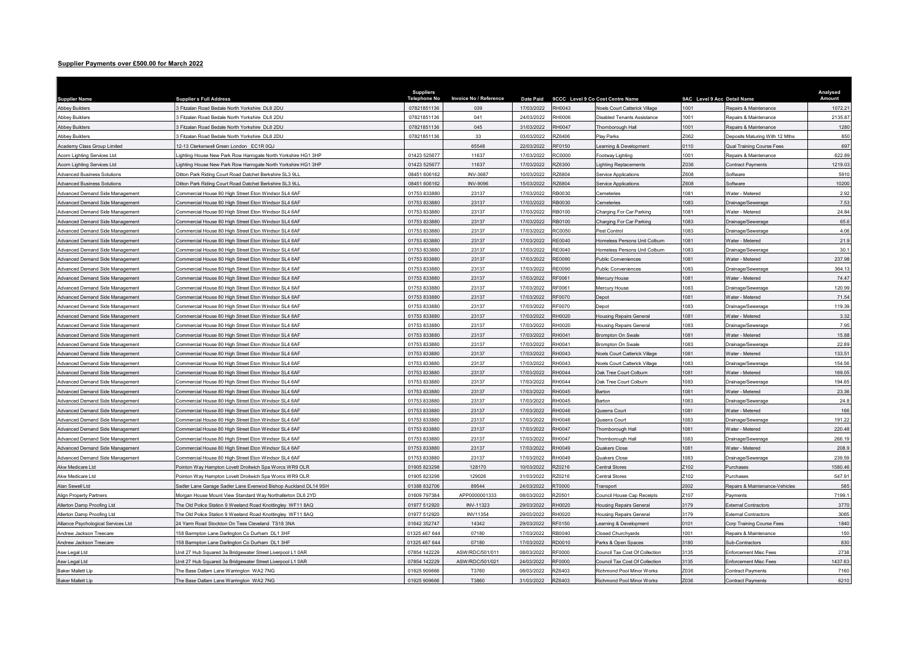## Supplier Payments over £500.00 for March 2022

| Supplier Name | Suppliers Full Address | Suppliers Telephone No | Invoice No / Reference | Date Paid | 9CCC Level 9 Co Cost Centre Name | | 9AC Level 9 Acc Detail Name | | Analysed Amount |
|---|---|---|---|---|---|---|---|---|---|
| Abbey Builders | 3 Fitzalan Road Bedale North Yorkshire DL8 2DU | 07821851136 | 039 | 17/03/2022 | RH0043 | Noels Court Catterick Village | 1001 | Repairs & Maintenance | 1072.21 |
| Abbey Builders | 3 Fitzalan Road Bedale North Yorkshire DL8 2DU | 07821851136 | 041 | 24/03/2022 | RH0006 | Disabled Tenants Assistance | 1001 | Repairs & Maintenance | 2135.87 |
| Abbey Builders | 3 Fitzalan Road Bedale North Yorkshire DL8 2DU | 07821851136 | 045 | 31/03/2022 | RH0047 | Thornborough Hall | 1001 | Repairs & Maintenance | 1280 |
| Abbey Builders | 3 Fitzalan Road Bedale North Yorkshire DL8 2DU | 07821851136 | 33 | 03/03/2022 | RZ6406 | Play Parks | Z062 | Deposits Maturing With 12 Mths | 850 |
| Academy Class Group Limited | 12-13 Clerkenwell Green London EC1R 0QJ | | 65548 | 22/03/2022 | RF0150 | Learning & Development | 0110 | Qual Training Course Fees | 697 |
| Acorn Lighting Services Ltd | Lighting House New Park Row Harrogate North Yorkshire HG1 3HP | 01423 525677 | 11637 | 17/03/2022 | RC0000 | Footway Lighting | 1001 | Repairs & Maintenance | 622.89 |
| Acorn Lighting Services Ltd | Lighting House New Park Row Harrogate North Yorkshire HG1 3HP | 01423 525677 | 11637 | 17/03/2022 | RZ6300 | Lighting Replacements | Z036 | Contract Payments | 1219.03 |
| Advanced Business Solutions | Ditton Park Riding Court Road Datchet Berkshire SL3 9LL | 08451 606162 | INV-3687 | 10/03/2022 | RZ6804 | Service Applications | Z608 | Software | 5910 |
| Advanced Business Solutions | Ditton Park Riding Court Road Datchet Berkshire SL3 9LL | 08451 606162 | INV-9096 | 15/03/2022 | RZ6804 | Service Applications | Z608 | Software | 10200 |
| Advanced Demand Side Management | Commercial House 80 High Street Eton Windsor SL4 6AF | 01753 833880 | 23137 | 17/03/2022 | RB0030 | Cemeteries | 1081 | Water - Metered | 2.92 |
| Advanced Demand Side Management | Commercial House 80 High Street Eton Windsor SL4 6AF | 01753 833880 | 23137 | 17/03/2022 | RB0030 | Cemeteries | 1083 | Drainage/Sewerage | 7.53 |
| Advanced Demand Side Management | Commercial House 80 High Street Eton Windsor SL4 6AF | 01753 833880 | 23137 | 17/03/2022 | RB0100 | Charging For Car Parking | 1081 | Water - Metered | 24.84 |
| Advanced Demand Side Management | Commercial House 80 High Street Eton Windsor SL4 6AF | 01753 833880 | 23137 | 17/03/2022 | RB0100 | Charging For Car Parking | 1083 | Drainage/Sewerage | 65.6 |
| Advanced Demand Side Management | Commercial House 80 High Street Eton Windsor SL4 6AF | 01753 833880 | 23137 | 17/03/2022 | RC0050 | Pest Control | 1083 | Drainage/Sewerage | 4.06 |
| Advanced Demand Side Management | Commercial House 80 High Street Eton Windsor SL4 6AF | 01753 833880 | 23137 | 17/03/2022 | RE0040 | Homeless Persons Unit Colburn | 1081 | Water - Metered | 21.9 |
| Advanced Demand Side Management | Commercial House 80 High Street Eton Windsor SL4 6AF | 01753 833880 | 23137 | 17/03/2022 | RE0040 | Homeless Persons Unit Colburn | 1083 | Drainage/Sewerage | 30.1 |
| Advanced Demand Side Management | Commercial House 80 High Street Eton Windsor SL4 6AF | 01753 833880 | 23137 | 17/03/2022 | RE0090 | Public Conveniences | 1081 | Water - Metered | 237.98 |
| Advanced Demand Side Management | Commercial House 80 High Street Eton Windsor SL4 6AF | 01753 833880 | 23137 | 17/03/2022 | RE0090 | Public Conveniences | 1083 | Drainage/Sewerage | 364.13 |
| Advanced Demand Side Management | Commercial House 80 High Street Eton Windsor SL4 6AF | 01753 833880 | 23137 | 17/03/2022 | RF0061 | Mercury House | 1081 | Water - Metered | 74.47 |
| Advanced Demand Side Management | Commercial House 80 High Street Eton Windsor SL4 6AF | 01753 833880 | 23137 | 17/03/2022 | RF0061 | Mercury House | 1083 | Drainage/Sewerage | 120.99 |
| Advanced Demand Side Management | Commercial House 80 High Street Eton Windsor SL4 6AF | 01753 833880 | 23137 | 17/03/2022 | RF0070 | Depot | 1081 | Water - Metered | 71.54 |
| Advanced Demand Side Management | Commercial House 80 High Street Eton Windsor SL4 6AF | 01753 833880 | 23137 | 17/03/2022 | RF0070 | Depot | 1083 | Drainage/Sewerage | 119.39 |
| Advanced Demand Side Management | Commercial House 80 High Street Eton Windsor SL4 6AF | 01753 833880 | 23137 | 17/03/2022 | RH0020 | Housing Repairs General | 1081 | Water - Metered | 3.32 |
| Advanced Demand Side Management | Commercial House 80 High Street Eton Windsor SL4 6AF | 01753 833880 | 23137 | 17/03/2022 | RH0020 | Housing Repairs General | 1083 | Drainage/Sewerage | 7.95 |
| Advanced Demand Side Management | Commercial House 80 High Street Eton Windsor SL4 6AF | 01753 833880 | 23137 | 17/03/2022 | RH0041 | Brompton On Swale | 1081 | Water - Metered | 15.88 |
| Advanced Demand Side Management | Commercial House 80 High Street Eton Windsor SL4 6AF | 01753 833880 | 23137 | 17/03/2022 | RH0041 | Brompton On Swale | 1083 | Drainage/Sewerage | 22.89 |
| Advanced Demand Side Management | Commercial House 80 High Street Eton Windsor SL4 6AF | 01753 833880 | 23137 | 17/03/2022 | RH0043 | Noels Court Catterick Village | 1081 | Water - Metered | 133.51 |
| Advanced Demand Side Management | Commercial House 80 High Street Eton Windsor SL4 6AF | 01753 833880 | 23137 | 17/03/2022 | RH0043 | Noels Court Catterick Village | 1083 | Drainage/Sewerage | 154.56 |
| Advanced Demand Side Management | Commercial House 80 High Street Eton Windsor SL4 6AF | 01753 833880 | 23137 | 17/03/2022 | RH0044 | Oak Tree Court Colburn | 1081 | Water - Metered | 169.05 |
| Advanced Demand Side Management | Commercial House 80 High Street Eton Windsor SL4 6AF | 01753 833880 | 23137 | 17/03/2022 | RH0044 | Oak Tree Court Colburn | 1083 | Drainage/Sewerage | 194.65 |
| Advanced Demand Side Management | Commercial House 80 High Street Eton Windsor SL4 6AF | 01753 833880 | 23137 | 17/03/2022 | RH0045 | Barton | 1081 | Water - Metered | 23.36 |
| Advanced Demand Side Management | Commercial House 80 High Street Eton Windsor SL4 6AF | 01753 833880 | 23137 | 17/03/2022 | RH0045 | Barton | 1083 | Drainage/Sewerage | 24.8 |
| Advanced Demand Side Management | Commercial House 80 High Street Eton Windsor SL4 6AF | 01753 833880 | 23137 | 17/03/2022 | RH0046 | Queens Court | 1081 | Water - Metered | 166 |
| Advanced Demand Side Management | Commercial House 80 High Street Eton Windsor SL4 6AF | 01753 833880 | 23137 | 17/03/2022 | RH0046 | Queens Court | 1083 | Drainage/Sewerage | 191.22 |
| Advanced Demand Side Management | Commercial House 80 High Street Eton Windsor SL4 6AF | 01753 833880 | 23137 | 17/03/2022 | RH0047 | Thornborough Hall | 1081 | Water - Metered | 220.48 |
| Advanced Demand Side Management | Commercial House 80 High Street Eton Windsor SL4 6AF | 01753 833880 | 23137 | 17/03/2022 | RH0047 | Thornborough Hall | 1083 | Drainage/Sewerage | 266.19 |
| Advanced Demand Side Management | Commercial House 80 High Street Eton Windsor SL4 6AF | 01753 833880 | 23137 | 17/03/2022 | RH0049 | Quakers Close | 1081 | Water - Metered | 208.9 |
| Advanced Demand Side Management | Commercial House 80 High Street Eton Windsor SL4 6AF | 01753 833880 | 23137 | 17/03/2022 | RH0049 | Quakers Close | 1083 | Drainage/Sewerage | 239.59 |
| Akw Medicare Ltd | Pointon Way Hampton Lovett Droitwich Spa Worcs WR9 OLR | 01905 823298 | 128170 | 10/03/2022 | RZ0216 | Central Stores | Z102 | Purchases | 1580.46 |
| Akw Medicare Ltd | Pointon Way Hampton Lovett Droitwich Spa Worcs WR9 OLR | 01905 823298 | 129026 | 31/03/2022 | RZ0216 | Central Stores | Z102 | Purchases | 547.91 |
| Alan Sewell Ltd | Sadler Lane Garage Sadler Lane Evenwod Bishop Auckland DL14 9SH | 01388 832706 | 89544 | 24/03/2022 | RT0000 | Transport | 2002 | Repairs & Maintenance-Vehicles | 585 |
| Align Property Partners | Morgan House Mount View Standard Way Northallerton DL6 2YD | 01609 797384 | APP0000001333 | 08/03/2022 | RZ0501 | Council House Cap Receipts | Z107 | Payments | 7199.1 |
| Allerton Damp Proofing Ltd | The Old Police Station 9 Weeland Road Knottingley WF11 8AQ | 01977 512920 | INV-11323 | 29/03/2022 | RH0020 | Housing Repairs General | 3179 | External Contractors | 3770 |
| Allerton Damp Proofing Ltd | The Old Police Station 9 Weeland Road Knottingley WF11 8AQ | 01977 512920 | INV11354 | 29/03/2022 | RH0020 | Housing Repairs General | 3179 | External Contractors | 3065 |
| Alliance Psychological Services Ltd | 24 Yarm Road Stockton On Tees Cleveland TS18 3NA | 01642 352747 | 14342 | 29/03/2022 | RF0150 | Learning & Development | 0101 | Corp Training Course Fees | 1840 |
| Andrew Jackson Treecare | 158 Barmpton Lane Darlington Co Durham DL1 3HF | 01325 467 644 | 07180 | 17/03/2022 | RB0040 | Closed Churchyards | 1001 | Repairs & Maintenance | 150 |
| Andrew Jackson Treecare | 158 Barmpton Lane Darlington Co Durham DL1 3HF | 01325 467 644 | 07180 | 17/03/2022 | RD0010 | Parks & Open Spaces | 3180 | Sub-Contractors | 830 |
| Asw Legal Ltd | Unit 27 Hub Squared 3a Bridgewater Street Liverpool L1 0AR | 07854 142229 | ASW/RDC/501/011 | 08/03/2022 | RF0000 | Council Tax Cost Of Collection | 3135 | Enforcement Misc Fees | 2738 |
| Asw Legal Ltd | Unit 27 Hub Squared 3a Bridgewater Street Liverpool L1 0AR | 07854 142229 | ASW/RDC/501/021 | 24/03/2022 | RF0000 | Council Tax Cost Of Collection | 3135 | Enforcement Misc Fees | 1437.63 |
| Baker Mallett Llp | The Base Dallam Lane Warrington WA2 7NG | 01925 909666 | T3760 | 08/03/2022 | RZ6403 | Richmond Pool Minor Works | Z036 | Contract Payments | 7160 |
| Baker Mallett Llp | The Base Dallam Lane Warrington WA2 7NG | 01925 909666 | T3860 | 31/03/2022 | RZ6403 | Richmond Pool Minor Works | Z036 | Contract Payments | 6210 |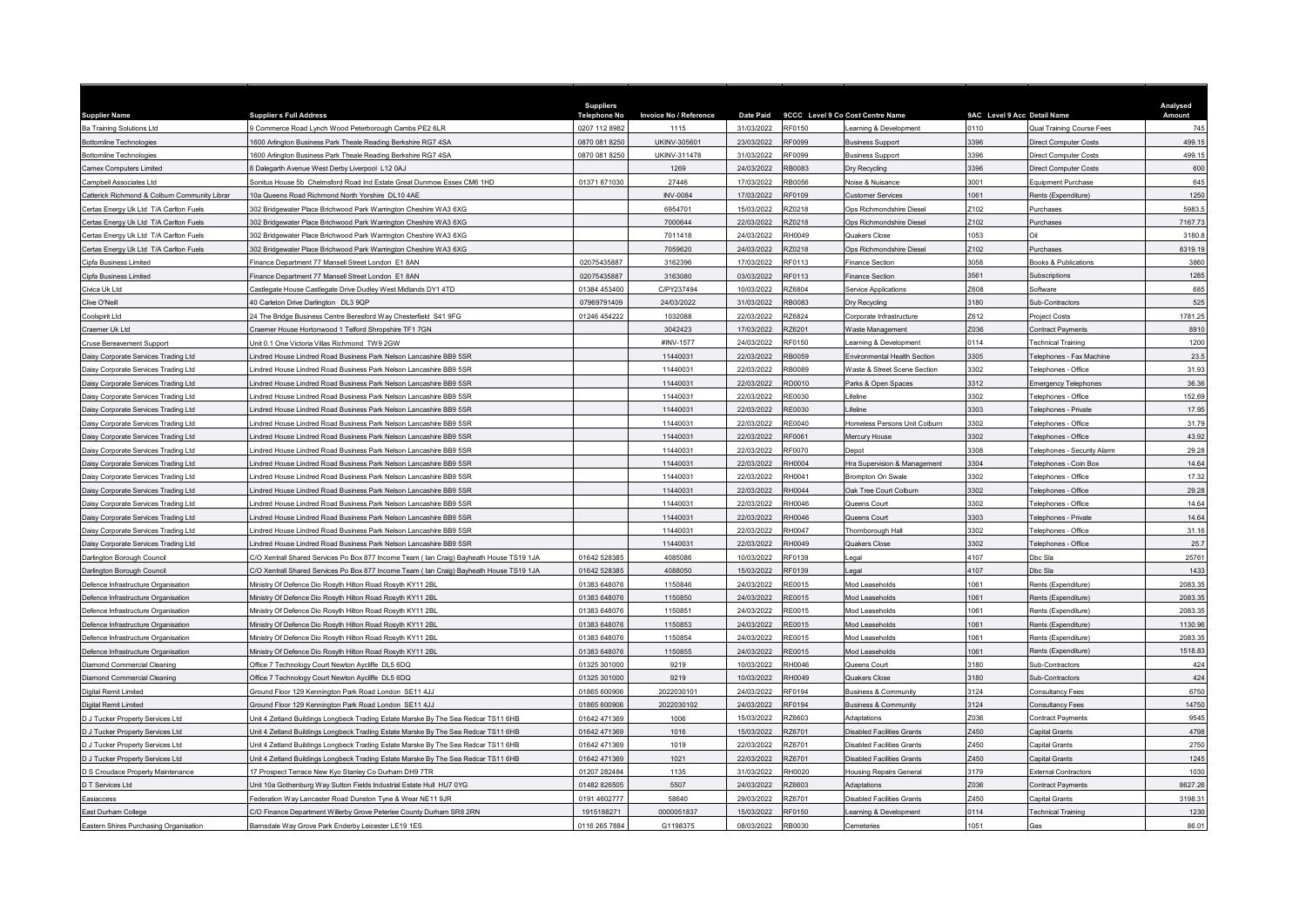| Supplier Name | Supplier s Full Address | Suppliers Telephone No | Invoice No / Reference | Date Paid | 9CCC | Level 9 Co Cost Centre Name | 9AC | Level 9 Acc Detail Name | Analysed Amount |
|---|---|---|---|---|---|---|---|---|---|
| Ba Training Solutions Ltd | 9 Commerce Road Lynch Wood Peterborough Cambs PE2 6LR | 0207 112 8982 | 1115 | 31/03/2022 | RF0150 | Learning & Development | 0110 | Qual Training Course Fees | 745 |
| Bottomline Technologies | 1600 Arlington Business Park Theale Reading Berkshire RG7 4SA | 0870 081 8250 | UKINV-305601 | 23/03/2022 | RF0099 | Business Support | 3396 | Direct Computer Costs | 499.15 |
| Bottomline Technologies | 1600 Arlington Business Park Theale Reading Berkshire RG7 4SA | 0870 081 8250 | UKINV-311478 | 31/03/2022 | RF0099 | Business Support | 3396 | Direct Computer Costs | 499.15 |
| Camex Computers Limited | 8 Dalegarth Avenue West Derby Liverpool L12 0AJ | | 1269 | 24/03/2022 | RB0083 | Dry Recycling | 3396 | Direct Computer Costs | 600 |
| Campbell Associates Ltd | Sonitus House 5b Chelmsford Road Ind Estate Great Dunmow Essex CM6 1HD | 01371 871030 | 27446 | 17/03/2022 | RB0056 | Noise & Nuisance | 3001 | Equipment Purchase | 645 |
| Catterick Richmond & Colburn Community Librar | 10a Queens Road Richmond North Yorshire DL10 4AE | | INV-0084 | 17/03/2022 | RF0109 | Customer Services | 1061 | Rents (Expenditure) | 1250 |
| Certas Energy Uk Ltd T/A Carlton Fuels | 302 Bridgewater Place Birchwood Park Warrington Cheshire WA3 6XG | | 6954701 | 15/03/2022 | RZ0218 | Ops Richmondshire Diesel | Z102 | Purchases | 5983.5 |
| Certas Energy Uk Ltd T/A Carlton Fuels | 302 Bridgewater Place Birchwood Park Warrington Cheshire WA3 6XG | | 7000644 | 22/03/2022 | RZ0218 | Ops Richmondshire Diesel | Z102 | Purchases | 7167.73 |
| Certas Energy Uk Ltd T/A Carlton Fuels | 302 Bridgewater Place Birchwood Park Warrington Cheshire WA3 6XG | | 7011418 | 24/03/2022 | RH0049 | Quakers Close | 1053 | Oil | 3180.8 |
| Certas Energy Uk Ltd T/A Carlton Fuels | 302 Bridgewater Place Birchwood Park Warrington Cheshire WA3 6XG | | 7059620 | 24/03/2022 | RZ0218 | Ops Richmondshire Diesel | Z102 | Purchases | 8319.19 |
| Cipfa Business Limited | Finance Department 77 Mansell Street London E1 8AN | 02075435887 | 3162396 | 17/03/2022 | RF0113 | Finance Section | 3058 | Books & Publications | 3860 |
| Cipfa Business Limited | Finance Department 77 Mansell Street London E1 8AN | 02075435887 | 3163080 | 03/03/2022 | RF0113 | Finance Section | 3561 | Subscriptions | 1285 |
| Civica Uk Ltd | Castlegate House Castlegate Drive Dudley West Midlands DY1 4TD | 01384 453400 | C/PY237494 | 10/03/2022 | RZ6804 | Service Applications | Z608 | Software | 685 |
| Clive O'Neill | 40 Carleton Drive Darlington DL3 9QP | 07969791409 | 24/03/2022 | 31/03/2022 | RB0083 | Dry Recycling | 3180 | Sub-Contractors | 525 |
| Coolspirit Ltd | 24 The Bridge Business Centre Beresford Way Chesterfield S41 9FG | 01246 454222 | 1032088 | 22/03/2022 | RZ6824 | Corporate Infrastructure | Z612 | Project Costs | 1761.25 |
| Craemer Uk Ltd | Craemer House Hortonwood 1 Telford Shropshire TF1 7GN | | 3042423 | 17/03/2022 | RZ6201 | Waste Management | Z036 | Contract Payments | 8910 |
| Cruse Bereavement Support | Unit 0.1 One Victoria Villas Richmond TW9 2GW | | #INV-1577 | 24/03/2022 | RF0150 | Learning & Development | 0114 | Technical Training | 1200 |
| Daisy Corporate Services Trading Ltd | Lindred House Lindred Road Business Park Nelson Lancashire BB9 5SR | | 11440031 | 22/03/2022 | RB0059 | Environmental Health Section | 3305 | Telephones - Fax Machine | 23.5 |
| Daisy Corporate Services Trading Ltd | Lindred House Lindred Road Business Park Nelson Lancashire BB9 5SR | | 11440031 | 22/03/2022 | RB0089 | Waste & Street Scene Section | 3302 | Telephones - Office | 31.93 |
| Daisy Corporate Services Trading Ltd | Lindred House Lindred Road Business Park Nelson Lancashire BB9 5SR | | 11440031 | 22/03/2022 | RD0010 | Parks & Open Spaces | 3312 | Emergency Telephones | 36.36 |
| Daisy Corporate Services Trading Ltd | Lindred House Lindred Road Business Park Nelson Lancashire BB9 5SR | | 11440031 | 22/03/2022 | RE0030 | Lifeline | 3302 | Telephones - Office | 152.69 |
| Daisy Corporate Services Trading Ltd | Lindred House Lindred Road Business Park Nelson Lancashire BB9 5SR | | 11440031 | 22/03/2022 | RE0030 | Lifeline | 3303 | Telephones - Private | 17.95 |
| Daisy Corporate Services Trading Ltd | Lindred House Lindred Road Business Park Nelson Lancashire BB9 5SR | | 11440031 | 22/03/2022 | RE0040 | Homeless Persons Unit Colburn | 3302 | Telephones - Office | 31.79 |
| Daisy Corporate Services Trading Ltd | Lindred House Lindred Road Business Park Nelson Lancashire BB9 5SR | | 11440031 | 22/03/2022 | RF0061 | Mercury House | 3302 | Telephones - Office | 43.92 |
| Daisy Corporate Services Trading Ltd | Lindred House Lindred Road Business Park Nelson Lancashire BB9 5SR | | 11440031 | 22/03/2022 | RF0070 | Depot | 3308 | Telephones - Security Alarm | 29.28 |
| Daisy Corporate Services Trading Ltd | Lindred House Lindred Road Business Park Nelson Lancashire BB9 5SR | | 11440031 | 22/03/2022 | RH0004 | Hra Supervision & Management | 3304 | Telephones - Coin Box | 14.64 |
| Daisy Corporate Services Trading Ltd | Lindred House Lindred Road Business Park Nelson Lancashire BB9 5SR | | 11440031 | 22/03/2022 | RH0041 | Brompton On Swale | 3302 | Telephones - Office | 17.32 |
| Daisy Corporate Services Trading Ltd | Lindred House Lindred Road Business Park Nelson Lancashire BB9 5SR | | 11440031 | 22/03/2022 | RH0044 | Oak Tree Court Colburn | 3302 | Telephones - Office | 29.28 |
| Daisy Corporate Services Trading Ltd | Lindred House Lindred Road Business Park Nelson Lancashire BB9 5SR | | 11440031 | 22/03/2022 | RH0046 | Queens Court | 3302 | Telephones - Office | 14.64 |
| Daisy Corporate Services Trading Ltd | Lindred House Lindred Road Business Park Nelson Lancashire BB9 5SR | | 11440031 | 22/03/2022 | RH0046 | Queens Court | 3303 | Telephones - Private | 14.64 |
| Daisy Corporate Services Trading Ltd | Lindred House Lindred Road Business Park Nelson Lancashire BB9 5SR | | 11440031 | 22/03/2022 | RH0047 | Thornborough Hall | 3302 | Telephones - Office | 31.16 |
| Daisy Corporate Services Trading Ltd | Lindred House Lindred Road Business Park Nelson Lancashire BB9 5SR | | 11440031 | 22/03/2022 | RH0049 | Quakers Close | 3302 | Telephones - Office | 25.7 |
| Darlington Borough Council | C/O Xentrall Shared Services Po Box 877 Income Team ( Ian Craig) Bayheath House TS19 1JA | 01642 528385 | 4085086 | 10/03/2022 | RF0139 | Legal | 4107 | Dbc Sla | 25761 |
| Darlington Borough Council | C/O Xentrall Shared Services Po Box 877 Income Team ( Ian Craig) Bayheath House TS19 1JA | 01642 528385 | 4088050 | 15/03/2022 | RF0139 | Legal | 4107 | Dbc Sla | 1433 |
| Defence Infrastructure Organisation | Ministry Of Defence Dio Rosyth Hilton Road Rosyth KY11 2BL | 01383 648076 | 1150846 | 24/03/2022 | RE0015 | Mod Leaseholds | 1061 | Rents (Expenditure) | 2083.35 |
| Defence Infrastructure Organisation | Ministry Of Defence Dio Rosyth Hilton Road Rosyth KY11 2BL | 01383 648076 | 1150850 | 24/03/2022 | RE0015 | Mod Leaseholds | 1061 | Rents (Expenditure) | 2083.35 |
| Defence Infrastructure Organisation | Ministry Of Defence Dio Rosyth Hilton Road Rosyth KY11 2BL | 01383 648076 | 1150851 | 24/03/2022 | RE0015 | Mod Leaseholds | 1061 | Rents (Expenditure) | 2083.35 |
| Defence Infrastructure Organisation | Ministry Of Defence Dio Rosyth Hilton Road Rosyth KY11 2BL | 01383 648076 | 1150853 | 24/03/2022 | RE0015 | Mod Leaseholds | 1061 | Rents (Expenditure) | 1130.96 |
| Defence Infrastructure Organisation | Ministry Of Defence Dio Rosyth Hilton Road Rosyth KY11 2BL | 01383 648076 | 1150854 | 24/03/2022 | RE0015 | Mod Leaseholds | 1061 | Rents (Expenditure) | 2083.35 |
| Defence Infrastructure Organisation | Ministry Of Defence Dio Rosyth Hilton Road Rosyth KY11 2BL | 01383 648076 | 1150855 | 24/03/2022 | RE0015 | Mod Leaseholds | 1061 | Rents (Expenditure) | 1518.83 |
| Diamond Commercial Cleaning | Office 7 Technology Court Newton Aycliffe DL5 6DQ | 01325 301000 | 9219 | 10/03/2022 | RH0046 | Queens Court | 3180 | Sub-Contractors | 424 |
| Diamond Commercial Cleaning | Office 7 Technology Court Newton Aycliffe DL5 6DQ | 01325 301000 | 9219 | 10/03/2022 | RH0049 | Quakers Close | 3180 | Sub-Contractors | 424 |
| Digital Remit Limited | Ground Floor 129 Kennington Park Road London SE11 4JJ | 01865 600906 | 2022030101 | 24/03/2022 | RF0194 | Business & Community | 3124 | Consultancy Fees | 6750 |
| Digital Remit Limited | Ground Floor 129 Kennington Park Road London SE11 4JJ | 01865 600906 | 2022030102 | 24/03/2022 | RF0194 | Business & Community | 3124 | Consultancy Fees | 14750 |
| D J Tucker Property Services Ltd | Unit 4 Zetland Buildings Longbeck Trading Estate Marske By The Sea Redcar TS11 6HB | 01642 471369 | 1006 | 15/03/2022 | RZ6603 | Adaptations | Z036 | Contract Payments | 9545 |
| D J Tucker Property Services Ltd | Unit 4 Zetland Buildings Longbeck Trading Estate Marske By The Sea Redcar TS11 6HB | 01642 471369 | 1016 | 15/03/2022 | RZ6701 | Disabled Facilities Grants | Z450 | Capital Grants | 4798 |
| D J Tucker Property Services Ltd | Unit 4 Zetland Buildings Longbeck Trading Estate Marske By The Sea Redcar TS11 6HB | 01642 471369 | 1019 | 22/03/2022 | RZ6701 | Disabled Facilities Grants | Z450 | Capital Grants | 2750 |
| D J Tucker Property Services Ltd | Unit 4 Zetland Buildings Longbeck Trading Estate Marske By The Sea Redcar TS11 6HB | 01642 471369 | 1021 | 22/03/2022 | RZ6701 | Disabled Facilities Grants | Z450 | Capital Grants | 1245 |
| D S Croudace Property Maintenance | 17 Prospect Terrace New Kyo Stanley Co Durham DH9 7TR | 01207 282484 | 1135 | 31/03/2022 | RH0020 | Housing Repairs General | 3179 | External Contractors | 1030 |
| D T Services Ltd | Unit 10a Gothenburg Way Sutton Fields Industrial Estate Hull HU7 0YG | 01482 826505 | 5507 | 24/03/2022 | RZ6603 | Adaptations | Z036 | Contract Payments | 8627.26 |
| Easiaccess | Federation Way Lancaster Road Dunston Tyne & Wear NE11 9JR | 0191 4602777 | 58640 | 29/03/2022 | RZ6701 | Disabled Facilities Grants | Z450 | Capital Grants | 3198.31 |
| East Durham College | C/O Finance Department Willerby Grove Peterlee County Durham SR8 2RN | 1915188271 | 0000051837 | 15/03/2022 | RF0150 | Learning & Development | 0114 | Technical Training | 1230 |
| Eastern Shires Purchasing Organisation | Barnsdale Way Grove Park Enderby Leicester LE19 1ES | 0116 265 7884 | G1198375 | 08/03/2022 | RB0030 | Cemeteries | 1051 | Gas | 86.01 |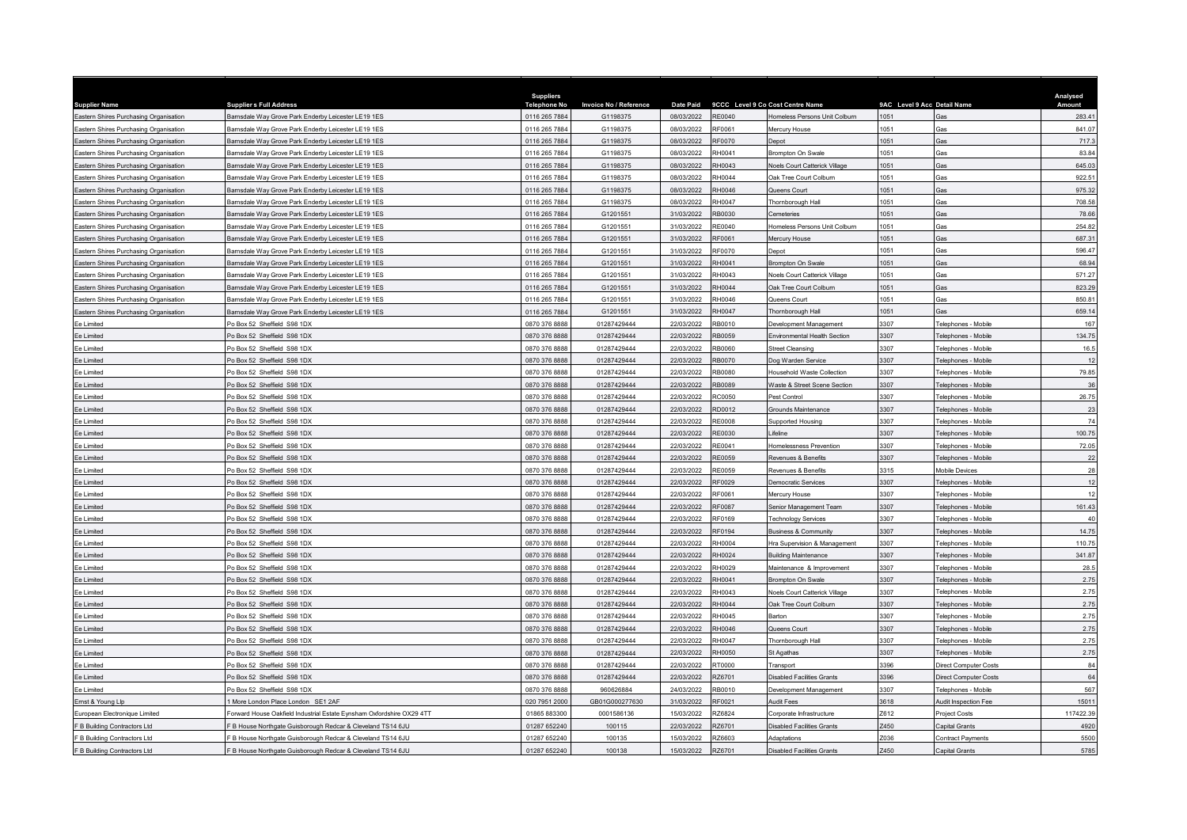| Supplier Name | Supplier s Full Address | Suppliers Telephone No | Invoice No / Reference | Date Paid | 9CCC | Level 9 Co Cost Centre Name | 9AC | Level 9 Acc Detail Name | Analysed Amount |
|---|---|---|---|---|---|---|---|---|---|
| Eastern Shires Purchasing Organisation | Barnsdale Way Grove Park Enderby Leicester LE19 1ES | 0116 265 7884 | G1198375 | 08/03/2022 | RE0040 | Homeless Persons Unit Colburn | 1051 | Gas | 283.41 |
| Eastern Shires Purchasing Organisation | Barnsdale Way Grove Park Enderby Leicester LE19 1ES | 0116 265 7884 | G1198375 | 08/03/2022 | RF0061 | Mercury House | 1051 | Gas | 841.07 |
| Eastern Shires Purchasing Organisation | Barnsdale Way Grove Park Enderby Leicester LE19 1ES | 0116 265 7884 | G1198375 | 08/03/2022 | RF0070 | Depot | 1051 | Gas | 717.3 |
| Eastern Shires Purchasing Organisation | Barnsdale Way Grove Park Enderby Leicester LE19 1ES | 0116 265 7884 | G1198375 | 08/03/2022 | RH0041 | Brompton On Swale | 1051 | Gas | 83.84 |
| Eastern Shires Purchasing Organisation | Barnsdale Way Grove Park Enderby Leicester LE19 1ES | 0116 265 7884 | G1198375 | 08/03/2022 | RH0043 | Noels Court Catterick Village | 1051 | Gas | 645.03 |
| Eastern Shires Purchasing Organisation | Barnsdale Way Grove Park Enderby Leicester LE19 1ES | 0116 265 7884 | G1198375 | 08/03/2022 | RH0044 | Oak Tree Court Colburn | 1051 | Gas | 922.51 |
| Eastern Shires Purchasing Organisation | Barnsdale Way Grove Park Enderby Leicester LE19 1ES | 0116 265 7884 | G1198375 | 08/03/2022 | RH0046 | Queens Court | 1051 | Gas | 975.32 |
| Eastern Shires Purchasing Organisation | Barnsdale Way Grove Park Enderby Leicester LE19 1ES | 0116 265 7884 | G1198375 | 08/03/2022 | RH0047 | Thornborough Hall | 1051 | Gas | 708.58 |
| Eastern Shires Purchasing Organisation | Barnsdale Way Grove Park Enderby Leicester LE19 1ES | 0116 265 7884 | G1201551 | 31/03/2022 | RB0030 | Cemeteries | 1051 | Gas | 78.66 |
| Eastern Shires Purchasing Organisation | Barnsdale Way Grove Park Enderby Leicester LE19 1ES | 0116 265 7884 | G1201551 | 31/03/2022 | RE0040 | Homeless Persons Unit Colburn | 1051 | Gas | 254.82 |
| Eastern Shires Purchasing Organisation | Barnsdale Way Grove Park Enderby Leicester LE19 1ES | 0116 265 7884 | G1201551 | 31/03/2022 | RF0061 | Mercury House | 1051 | Gas | 687.31 |
| Eastern Shires Purchasing Organisation | Barnsdale Way Grove Park Enderby Leicester LE19 1ES | 0116 265 7884 | G1201551 | 31/03/2022 | RF0070 | Depot | 1051 | Gas | 596.47 |
| Eastern Shires Purchasing Organisation | Barnsdale Way Grove Park Enderby Leicester LE19 1ES | 0116 265 7884 | G1201551 | 31/03/2022 | RH0041 | Brompton On Swale | 1051 | Gas | 68.94 |
| Eastern Shires Purchasing Organisation | Barnsdale Way Grove Park Enderby Leicester LE19 1ES | 0116 265 7884 | G1201551 | 31/03/2022 | RH0043 | Noels Court Catterick Village | 1051 | Gas | 571.27 |
| Eastern Shires Purchasing Organisation | Barnsdale Way Grove Park Enderby Leicester LE19 1ES | 0116 265 7884 | G1201551 | 31/03/2022 | RH0044 | Oak Tree Court Colburn | 1051 | Gas | 823.29 |
| Eastern Shires Purchasing Organisation | Barnsdale Way Grove Park Enderby Leicester LE19 1ES | 0116 265 7884 | G1201551 | 31/03/2022 | RH0046 | Queens Court | 1051 | Gas | 850.81 |
| Eastern Shires Purchasing Organisation | Barnsdale Way Grove Park Enderby Leicester LE19 1ES | 0116 265 7884 | G1201551 | 31/03/2022 | RH0047 | Thornborough Hall | 1051 | Gas | 659.14 |
| Ee Limited | Po Box 52 Sheffield S98 1DX | 0870 376 8888 | 01287429444 | 22/03/2022 | RB0010 | Development Management | 3307 | Telephones - Mobile | 167 |
| Ee Limited | Po Box 52 Sheffield S98 1DX | 0870 376 8888 | 01287429444 | 22/03/2022 | RB0059 | Environmental Health Section | 3307 | Telephones - Mobile | 134.75 |
| Ee Limited | Po Box 52 Sheffield S98 1DX | 0870 376 8888 | 01287429444 | 22/03/2022 | RB0060 | Street Cleansing | 3307 | Telephones - Mobile | 16.5 |
| Ee Limited | Po Box 52 Sheffield S98 1DX | 0870 376 8888 | 01287429444 | 22/03/2022 | RB0070 | Dog Warden Service | 3307 | Telephones - Mobile | 12 |
| Ee Limited | Po Box 52 Sheffield S98 1DX | 0870 376 8888 | 01287429444 | 22/03/2022 | RB0080 | Household Waste Collection | 3307 | Telephones - Mobile | 79.85 |
| Ee Limited | Po Box 52 Sheffield S98 1DX | 0870 376 8888 | 01287429444 | 22/03/2022 | RB0089 | Waste & Street Scene Section | 3307 | Telephones - Mobile | 36 |
| Ee Limited | Po Box 52 Sheffield S98 1DX | 0870 376 8888 | 01287429444 | 22/03/2022 | RC0050 | Pest Control | 3307 | Telephones - Mobile | 26.75 |
| Ee Limited | Po Box 52 Sheffield S98 1DX | 0870 376 8888 | 01287429444 | 22/03/2022 | RD0012 | Grounds Maintenance | 3307 | Telephones - Mobile | 23 |
| Ee Limited | Po Box 52 Sheffield S98 1DX | 0870 376 8888 | 01287429444 | 22/03/2022 | RE0008 | Supported Housing | 3307 | Telephones - Mobile | 74 |
| Ee Limited | Po Box 52 Sheffield S98 1DX | 0870 376 8888 | 01287429444 | 22/03/2022 | RE0030 | Lifeline | 3307 | Telephones - Mobile | 100.75 |
| Ee Limited | Po Box 52 Sheffield S98 1DX | 0870 376 8888 | 01287429444 | 22/03/2022 | RE0041 | Homelessness Prevention | 3307 | Telephones - Mobile | 72.05 |
| Ee Limited | Po Box 52 Sheffield S98 1DX | 0870 376 8888 | 01287429444 | 22/03/2022 | RE0059 | Revenues & Benefits | 3307 | Telephones - Mobile | 22 |
| Ee Limited | Po Box 52 Sheffield S98 1DX | 0870 376 8888 | 01287429444 | 22/03/2022 | RE0059 | Revenues & Benefits | 3315 | Mobile Devices | 28 |
| Ee Limited | Po Box 52 Sheffield S98 1DX | 0870 376 8888 | 01287429444 | 22/03/2022 | RF0029 | Democratic Services | 3307 | Telephones - Mobile | 12 |
| Ee Limited | Po Box 52 Sheffield S98 1DX | 0870 376 8888 | 01287429444 | 22/03/2022 | RF0061 | Mercury House | 3307 | Telephones - Mobile | 12 |
| Ee Limited | Po Box 52 Sheffield S98 1DX | 0870 376 8888 | 01287429444 | 22/03/2022 | RF0087 | Senior Management Team | 3307 | Telephones - Mobile | 161.43 |
| Ee Limited | Po Box 52 Sheffield S98 1DX | 0870 376 8888 | 01287429444 | 22/03/2022 | RF0169 | Technology Services | 3307 | Telephones - Mobile | 40 |
| Ee Limited | Po Box 52 Sheffield S98 1DX | 0870 376 8888 | 01287429444 | 22/03/2022 | RF0194 | Business & Community | 3307 | Telephones - Mobile | 14.75 |
| Ee Limited | Po Box 52 Sheffield S98 1DX | 0870 376 8888 | 01287429444 | 22/03/2022 | RH0004 | Hra Supervision & Management | 3307 | Telephones - Mobile | 110.75 |
| Ee Limited | Po Box 52 Sheffield S98 1DX | 0870 376 8888 | 01287429444 | 22/03/2022 | RH0024 | Building Maintenance | 3307 | Telephones - Mobile | 341.87 |
| Ee Limited | Po Box 52 Sheffield S98 1DX | 0870 376 8888 | 01287429444 | 22/03/2022 | RH0029 | Maintenance & Improvement | 3307 | Telephones - Mobile | 28.5 |
| Ee Limited | Po Box 52 Sheffield S98 1DX | 0870 376 8888 | 01287429444 | 22/03/2022 | RH0041 | Brompton On Swale | 3307 | Telephones - Mobile | 2.75 |
| Ee Limited | Po Box 52 Sheffield S98 1DX | 0870 376 8888 | 01287429444 | 22/03/2022 | RH0043 | Noels Court Catterick Village | 3307 | Telephones - Mobile | 2.75 |
| Ee Limited | Po Box 52 Sheffield S98 1DX | 0870 376 8888 | 01287429444 | 22/03/2022 | RH0044 | Oak Tree Court Colburn | 3307 | Telephones - Mobile | 2.75 |
| Ee Limited | Po Box 52 Sheffield S98 1DX | 0870 376 8888 | 01287429444 | 22/03/2022 | RH0045 | Barton | 3307 | Telephones - Mobile | 2.75 |
| Ee Limited | Po Box 52 Sheffield S98 1DX | 0870 376 8888 | 01287429444 | 22/03/2022 | RH0046 | Queens Court | 3307 | Telephones - Mobile | 2.75 |
| Ee Limited | Po Box 52 Sheffield S98 1DX | 0870 376 8888 | 01287429444 | 22/03/2022 | RH0047 | Thornborough Hall | 3307 | Telephones - Mobile | 2.75 |
| Ee Limited | Po Box 52 Sheffield S98 1DX | 0870 376 8888 | 01287429444 | 22/03/2022 | RH0050 | St Agathas | 3307 | Telephones - Mobile | 2.75 |
| Ee Limited | Po Box 52 Sheffield S98 1DX | 0870 376 8888 | 01287429444 | 22/03/2022 | RT0000 | Transport | 3396 | Direct Computer Costs | 84 |
| Ee Limited | Po Box 52 Sheffield S98 1DX | 0870 376 8888 | 01287429444 | 22/03/2022 | RZ6701 | Disabled Facilities Grants | 3396 | Direct Computer Costs | 64 |
| Ee Limited | Po Box 52 Sheffield S98 1DX | 0870 376 8888 | 960626884 | 24/03/2022 | RB0010 | Development Management | 3307 | Telephones - Mobile | 567 |
| Ernst & Young Llp | 1 More London Place London SE1 2AF | 020 7951 2000 | GB01G000277630 | 31/03/2022 | RF0021 | Audit Fees | 3618 | Audit Inspection Fee | 15011 |
| European Electronique Limited | Forward House Oakfield Industrial Estate Eynsham Oxfordshire OX29 4TT | 01865 883300 | 0001586136 | 15/03/2022 | RZ6824 | Corporate Infrastructure | Z612 | Project Costs | 117422.39 |
| F B Building Contractors Ltd | F B House Northgate Guisborough Redcar & Cleveland TS14 6JU | 01287 652240 | 100115 | 22/03/2022 | RZ6701 | Disabled Facilities Grants | Z450 | Capital Grants | 4920 |
| F B Building Contractors Ltd | F B House Northgate Guisborough Redcar & Cleveland TS14 6JU | 01287 652240 | 100135 | 15/03/2022 | RZ6603 | Adaptations | Z036 | Contract Payments | 5500 |
| F B Building Contractors Ltd | F B House Northgate Guisborough Redcar & Cleveland TS14 6JU | 01287 652240 | 100138 | 15/03/2022 | RZ6701 | Disabled Facilities Grants | Z450 | Capital Grants | 5785 |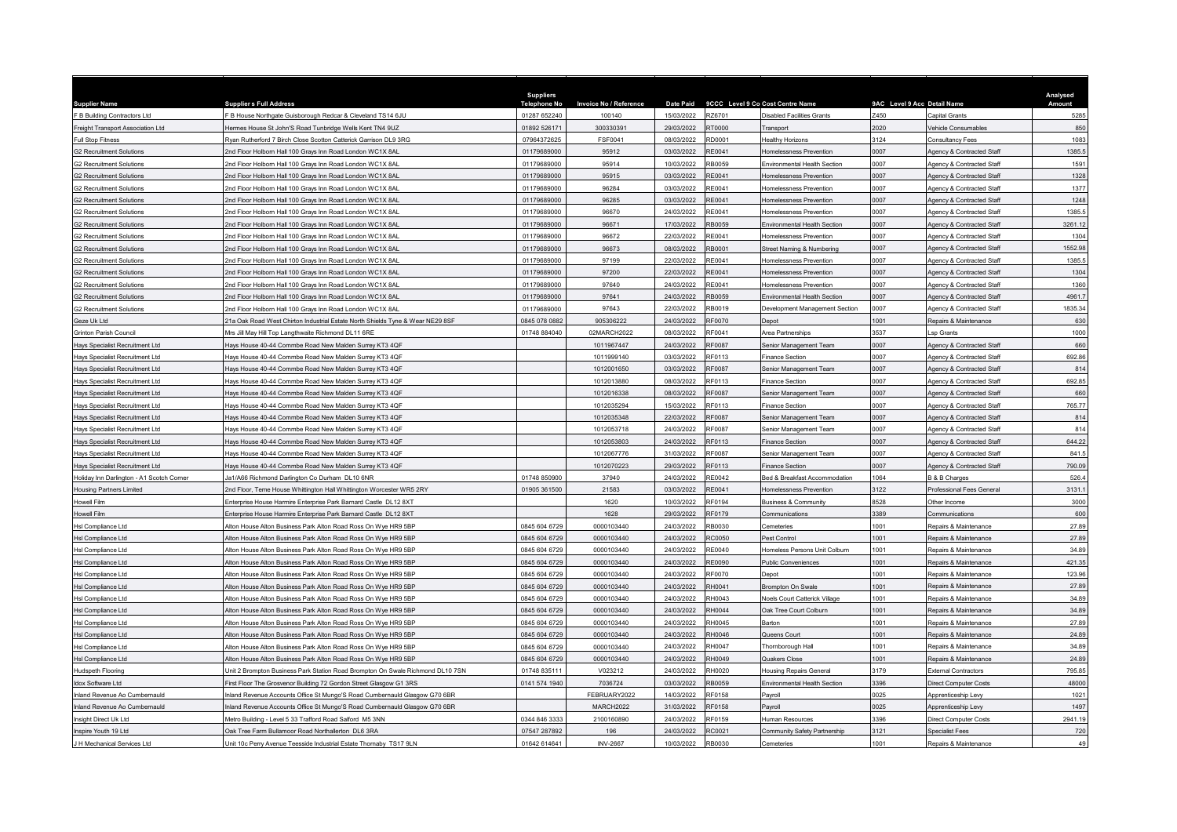| Supplier Name | Supplier s Full Address | Suppliers Telephone No | Invoice No / Reference | Date Paid | 9CCC | Level 9 Co Cost Centre Name | 9AC | Level 9 Acc Detail Name | Analysed Amount |
|---|---|---|---|---|---|---|---|---|---|
| F B Building Contractors Ltd | F B House Northgate Guisborough Redcar & Cleveland TS14 6JU | 01287 652240 | 100140 | 15/03/2022 | RZ6701 | Disabled Facilities Grants | Z450 | Capital Grants | 5285 |
| Freight Transport Association Ltd | Hermes House St John'S Road Tunbridge Wells Kent TN4 9UZ | 01892 526171 | 300330391 | 29/03/2022 | RT0000 | Transport | 2020 | Vehicle Consumables | 850 |
| Full Stop Fitness | Ryan Rutherford 7 Birch Close Scotton Catterick Garrison DL9 3RG | 07964372625 | FSF0041 | 08/03/2022 | RD0001 | Healthy Horizons | 3124 | Consultancy Fees | 1083 |
| G2 Recruitment Solutions | 2nd Floor Holborn Hall 100 Grays Inn Road London WC1X 8AL | 01179689000 | 95912 | 03/03/2022 | RE0041 | Homelessness Prevention | 0007 | Agency & Contracted Staff | 1385.5 |
| G2 Recruitment Solutions | 2nd Floor Holborn Hall 100 Grays Inn Road London WC1X 8AL | 01179689000 | 95914 | 10/03/2022 | RB0059 | Environmental Health Section | 0007 | Agency & Contracted Staff | 1591 |
| G2 Recruitment Solutions | 2nd Floor Holborn Hall 100 Grays Inn Road London WC1X 8AL | 01179689000 | 95915 | 03/03/2022 | RE0041 | Homelessness Prevention | 0007 | Agency & Contracted Staff | 1328 |
| G2 Recruitment Solutions | 2nd Floor Holborn Hall 100 Grays Inn Road London WC1X 8AL | 01179689000 | 96284 | 03/03/2022 | RE0041 | Homelessness Prevention | 0007 | Agency & Contracted Staff | 1377 |
| G2 Recruitment Solutions | 2nd Floor Holborn Hall 100 Grays Inn Road London WC1X 8AL | 01179689000 | 96285 | 03/03/2022 | RE0041 | Homelessness Prevention | 0007 | Agency & Contracted Staff | 1248 |
| G2 Recruitment Solutions | 2nd Floor Holborn Hall 100 Grays Inn Road London WC1X 8AL | 01179689000 | 96670 | 24/03/2022 | RE0041 | Homelessness Prevention | 0007 | Agency & Contracted Staff | 1385.5 |
| G2 Recruitment Solutions | 2nd Floor Holborn Hall 100 Grays Inn Road London WC1X 8AL | 01179689000 | 96671 | 17/03/2022 | RB0059 | Environmental Health Section | 0007 | Agency & Contracted Staff | 3261.12 |
| G2 Recruitment Solutions | 2nd Floor Holborn Hall 100 Grays Inn Road London WC1X 8AL | 01179689000 | 96672 | 22/03/2022 | RE0041 | Homelessness Prevention | 0007 | Agency & Contracted Staff | 1304 |
| G2 Recruitment Solutions | 2nd Floor Holborn Hall 100 Grays Inn Road London WC1X 8AL | 01179689000 | 96673 | 08/03/2022 | RB0001 | Street Naming & Numbering | 0007 | Agency & Contracted Staff | 1552.98 |
| G2 Recruitment Solutions | 2nd Floor Holborn Hall 100 Grays Inn Road London WC1X 8AL | 01179689000 | 97199 | 22/03/2022 | RE0041 | Homelessness Prevention | 0007 | Agency & Contracted Staff | 1385.5 |
| G2 Recruitment Solutions | 2nd Floor Holborn Hall 100 Grays Inn Road London WC1X 8AL | 01179689000 | 97200 | 22/03/2022 | RE0041 | Homelessness Prevention | 0007 | Agency & Contracted Staff | 1304 |
| G2 Recruitment Solutions | 2nd Floor Holborn Hall 100 Grays Inn Road London WC1X 8AL | 01179689000 | 97640 | 24/03/2022 | RE0041 | Homelessness Prevention | 0007 | Agency & Contracted Staff | 1360 |
| G2 Recruitment Solutions | 2nd Floor Holborn Hall 100 Grays Inn Road London WC1X 8AL | 01179689000 | 97641 | 24/03/2022 | RB0059 | Environmental Health Section | 0007 | Agency & Contracted Staff | 4961.7 |
| G2 Recruitment Solutions | 2nd Floor Holborn Hall 100 Grays Inn Road London WC1X 8AL | 01179689000 | 97643 | 22/03/2022 | RB0019 | Development Management Section | 0007 | Agency & Contracted Staff | 1835.34 |
| Geze Uk Ltd | 21a Oak Road West Chirton Industrial Estate North Shields Tyne & Wear NE29 8SF | 0845 078 0882 | 905306222 | 24/03/2022 | RF0070 | Depot | 1001 | Repairs & Maintenance | 630 |
| Grinton Parish Council | Mrs Jill May Hill Top Langthwaite Richmond DL11 6RE | 01748 884040 | 02MARCH2022 | 08/03/2022 | RF0041 | Area Partnerships | 3537 | Lsp Grants | 1000 |
| Hays Specialist Recruitment Ltd | Hays House 40-44 Commbe Road New Malden Surrey KT3 4QF | | 1011967447 | 24/03/2022 | RF0087 | Senior Management Team | 0007 | Agency & Contracted Staff | 660 |
| Hays Specialist Recruitment Ltd | Hays House 40-44 Commbe Road New Malden Surrey KT3 4QF | | 1011999140 | 03/03/2022 | RF0113 | Finance Section | 0007 | Agency & Contracted Staff | 692.86 |
| Hays Specialist Recruitment Ltd | Hays House 40-44 Commbe Road New Malden Surrey KT3 4QF | | 1012001650 | 03/03/2022 | RF0087 | Senior Management Team | 0007 | Agency & Contracted Staff | 814 |
| Hays Specialist Recruitment Ltd | Hays House 40-44 Commbe Road New Malden Surrey KT3 4QF | | 1012013880 | 08/03/2022 | RF0113 | Finance Section | 0007 | Agency & Contracted Staff | 692.85 |
| Hays Specialist Recruitment Ltd | Hays House 40-44 Commbe Road New Malden Surrey KT3 4QF | | 1012016338 | 08/03/2022 | RF0087 | Senior Management Team | 0007 | Agency & Contracted Staff | 660 |
| Hays Specialist Recruitment Ltd | Hays House 40-44 Commbe Road New Malden Surrey KT3 4QF | | 1012035294 | 15/03/2022 | RF0113 | Finance Section | 0007 | Agency & Contracted Staff | 765.77 |
| Hays Specialist Recruitment Ltd | Hays House 40-44 Commbe Road New Malden Surrey KT3 4QF | | 1012035348 | 22/03/2022 | RF0087 | Senior Management Team | 0007 | Agency & Contracted Staff | 814 |
| Hays Specialist Recruitment Ltd | Hays House 40-44 Commbe Road New Malden Surrey KT3 4QF | | 1012053718 | 24/03/2022 | RF0087 | Senior Management Team | 0007 | Agency & Contracted Staff | 814 |
| Hays Specialist Recruitment Ltd | Hays House 40-44 Commbe Road New Malden Surrey KT3 4QF | | 1012053803 | 24/03/2022 | RF0113 | Finance Section | 0007 | Agency & Contracted Staff | 644.22 |
| Hays Specialist Recruitment Ltd | Hays House 40-44 Commbe Road New Malden Surrey KT3 4QF | | 1012067776 | 31/03/2022 | RF0087 | Senior Management Team | 0007 | Agency & Contracted Staff | 841.5 |
| Hays Specialist Recruitment Ltd | Hays House 40-44 Commbe Road New Malden Surrey KT3 4QF | | 1012070223 | 29/03/2022 | RF0113 | Finance Section | 0007 | Agency & Contracted Staff | 790.09 |
| Holiday Inn Darlington - A1 Scotch Corner | Ja1/A66 Richmond Darlington Co Durham DL10 6NR | 01748 850900 | 37940 | 24/03/2022 | RE0042 | Bed & Breakfast Accommodation | 1064 | B & B Charges | 526.4 |
| Housing Partners Limited | 2nd Floor, Teme House Whittington Hall Whittington Worcester WR5 2RY | 01905 361500 | 21583 | 03/03/2022 | RE0041 | Homelessness Prevention | 3122 | Professional Fees General | 3131.1 |
| Howell Film | Enterprise House Harmire Enterprise Park Barnard Castle DL12 8XT | | 1620 | 10/03/2022 | RF0194 | Business & Community | 8528 | Other Income | 3000 |
| Howell Film | Enterprise House Harmire Enterprise Park Barnard Castle DL12 8XT | | 1628 | 29/03/2022 | RF0179 | Communications | 3389 | Communications | 600 |
| Hsl Compliance Ltd | Alton House Alton Business Park Alton Road Ross On Wye HR9 5BP | 0845 604 6729 | 0000103440 | 24/03/2022 | RB0030 | Cemeteries | 1001 | Repairs & Maintenance | 27.89 |
| Hsl Compliance Ltd | Alton House Alton Business Park Alton Road Ross On Wye HR9 5BP | 0845 604 6729 | 0000103440 | 24/03/2022 | RC0050 | Pest Control | 1001 | Repairs & Maintenance | 27.89 |
| Hsl Compliance Ltd | Alton House Alton Business Park Alton Road Ross On Wye HR9 5BP | 0845 604 6729 | 0000103440 | 24/03/2022 | RE0040 | Homeless Persons Unit Colburn | 1001 | Repairs & Maintenance | 34.89 |
| Hsl Compliance Ltd | Alton House Alton Business Park Alton Road Ross On Wye HR9 5BP | 0845 604 6729 | 0000103440 | 24/03/2022 | RE0090 | Public Conveniences | 1001 | Repairs & Maintenance | 421.35 |
| Hsl Compliance Ltd | Alton House Alton Business Park Alton Road Ross On Wye HR9 5BP | 0845 604 6729 | 0000103440 | 24/03/2022 | RF0070 | Depot | 1001 | Repairs & Maintenance | 123.96 |
| Hsl Compliance Ltd | Alton House Alton Business Park Alton Road Ross On Wye HR9 5BP | 0845 604 6729 | 0000103440 | 24/03/2022 | RH0041 | Brompton On Swale | 1001 | Repairs & Maintenance | 27.89 |
| Hsl Compliance Ltd | Alton House Alton Business Park Alton Road Ross On Wye HR9 5BP | 0845 604 6729 | 0000103440 | 24/03/2022 | RH0043 | Noels Court Catterick Village | 1001 | Repairs & Maintenance | 34.89 |
| Hsl Compliance Ltd | Alton House Alton Business Park Alton Road Ross On Wye HR9 5BP | 0845 604 6729 | 0000103440 | 24/03/2022 | RH0044 | Oak Tree Court Colburn | 1001 | Repairs & Maintenance | 34.89 |
| Hsl Compliance Ltd | Alton House Alton Business Park Alton Road Ross On Wye HR9 5BP | 0845 604 6729 | 0000103440 | 24/03/2022 | RH0045 | Barton | 1001 | Repairs & Maintenance | 27.89 |
| Hsl Compliance Ltd | Alton House Alton Business Park Alton Road Ross On Wye HR9 5BP | 0845 604 6729 | 0000103440 | 24/03/2022 | RH0046 | Queens Court | 1001 | Repairs & Maintenance | 24.89 |
| Hsl Compliance Ltd | Alton House Alton Business Park Alton Road Ross On Wye HR9 5BP | 0845 604 6729 | 0000103440 | 24/03/2022 | RH0047 | Thornborough Hall | 1001 | Repairs & Maintenance | 34.89 |
| Hsl Compliance Ltd | Alton House Alton Business Park Alton Road Ross On Wye HR9 5BP | 0845 604 6729 | 0000103440 | 24/03/2022 | RH0049 | Quakers Close | 1001 | Repairs & Maintenance | 24.89 |
| Hudspeth Flooring | Unit 2 Brompton Business Park Station Road Brompton On Swale Richmond DL10 7SN | 01748 835111 | V023212 | 24/03/2022 | RH0020 | Housing Repairs General | 3179 | External Contractors | 795.85 |
| Idox Software Ltd | First Floor The Grosvenor Building 72 Gordon Street Glasgow G1 3RS | 0141 574 1940 | 7036724 | 03/03/2022 | RB0059 | Environmental Health Section | 3396 | Direct Computer Costs | 48000 |
| Inland Revenue Ao Cumbernauld | Inland Revenue Accounts Office St Mungo'S Road Cumbernauld Glasgow G70 6BR | | FEBRUARY2022 | 14/03/2022 | RF0158 | Payroll | 0025 | Apprenticeship Levy | 1021 |
| Inland Revenue Ao Cumbernauld | Inland Revenue Accounts Office St Mungo'S Road Cumbernauld Glasgow G70 6BR | | MARCH2022 | 31/03/2022 | RF0158 | Payroll | 0025 | Apprenticeship Levy | 1497 |
| Insight Direct Uk Ltd | Metro Building - Level 5 33 Trafford Road Salford M5 3NN | 0344 846 3333 | 2100160890 | 24/03/2022 | RF0159 | Human Resources | 3396 | Direct Computer Costs | 2941.19 |
| Inspire Youth 19 Ltd | Oak Tree Farm Bullamoor Road Northallerton DL6 3RA | 07547 287892 | 196 | 24/03/2022 | RC0021 | Community Safety Partnership | 3121 | Specialist Fees | 720 |
| J H Mechanical Services Ltd | Unit 10c Perry Avenue Teesside Industrial Estate Thornaby TS17 9LN | 01642 614641 | INV-2667 | 10/03/2022 | RB0030 | Cemeteries | 1001 | Repairs & Maintenance | 49 |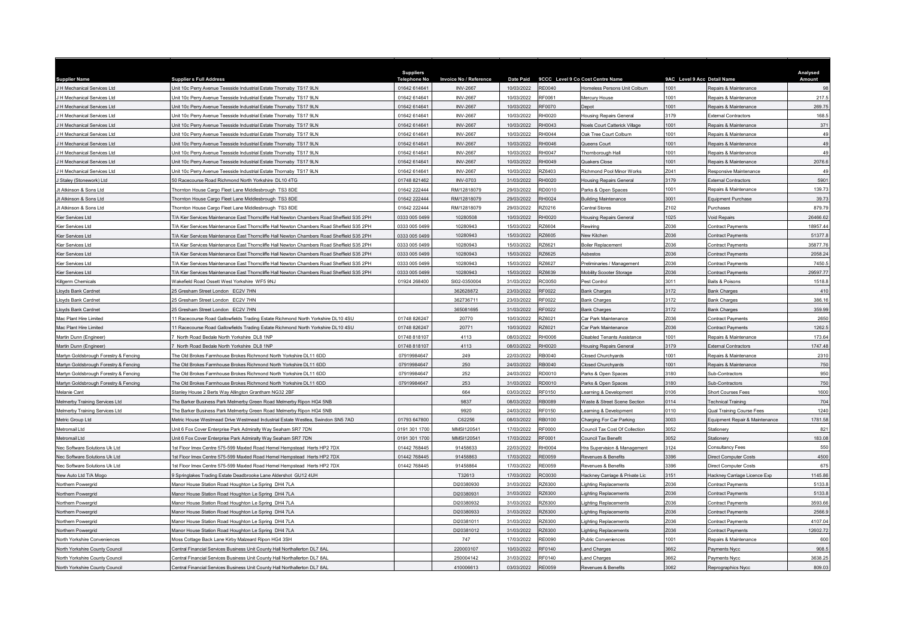| Supplier Name | Supplier s Full Address | Suppliers Telephone No | Invoice No / Reference | Date Paid | 9CCC | Level 9 Co Cost Centre Name | 9AC | Level 9 Acc Detail Name | Analysed Amount |
|---|---|---|---|---|---|---|---|---|---|
| J H Mechanical Services Ltd | Unit 10c Perry Avenue Teesside Industrial Estate Thornaby TS17 9LN | 01642 614641 | INV-2667 | 10/03/2022 | RE0040 | Homeless Persons Unit Colburn | 1001 | Repairs & Maintenance | 98 |
| J H Mechanical Services Ltd | Unit 10c Perry Avenue Teesside Industrial Estate Thornaby TS17 9LN | 01642 614641 | INV-2667 | 10/03/2022 | RF0061 | Mercury House | 1001 | Repairs & Maintenance | 217.5 |
| J H Mechanical Services Ltd | Unit 10c Perry Avenue Teesside Industrial Estate Thornaby TS17 9LN | 01642 614641 | INV-2667 | 10/03/2022 | RF0070 | Depot | 1001 | Repairs & Maintenance | 269.75 |
| J H Mechanical Services Ltd | Unit 10c Perry Avenue Teesside Industrial Estate Thornaby TS17 9LN | 01642 614641 | INV-2667 | 10/03/2022 | RH0020 | Housing Repairs General | 3179 | External Contractors | 168.5 |
| J H Mechanical Services Ltd | Unit 10c Perry Avenue Teesside Industrial Estate Thornaby TS17 9LN | 01642 614641 | INV-2667 | 10/03/2022 | RH0043 | Noels Court Catterick Village | 1001 | Repairs & Maintenance | 371 |
| J H Mechanical Services Ltd | Unit 10c Perry Avenue Teesside Industrial Estate Thornaby TS17 9LN | 01642 614641 | INV-2667 | 10/03/2022 | RH0044 | Oak Tree Court Colburn | 1001 | Repairs & Maintenance | 49 |
| J H Mechanical Services Ltd | Unit 10c Perry Avenue Teesside Industrial Estate Thornaby TS17 9LN | 01642 614641 | INV-2667 | 10/03/2022 | RH0046 | Queens Court | 1001 | Repairs & Maintenance | 49 |
| J H Mechanical Services Ltd | Unit 10c Perry Avenue Teesside Industrial Estate Thornaby TS17 9LN | 01642 614641 | INV-2667 | 10/03/2022 | RH0047 | Thornborough Hall | 1001 | Repairs & Maintenance | 49 |
| J H Mechanical Services Ltd | Unit 10c Perry Avenue Teesside Industrial Estate Thornaby TS17 9LN | 01642 614641 | INV-2667 | 10/03/2022 | RH0049 | Quakers Close | 1001 | Repairs & Maintenance | 2076.6 |
| J H Mechanical Services Ltd | Unit 10c Perry Avenue Teesside Industrial Estate Thornaby TS17 9LN | 01642 614641 | INV-2667 | 10/03/2022 | RZ6403 | Richmond Pool Minor Works | Z041 | Responsive Maintenance | 49 |
| J Staley (Stonework) Ltd | 50 Racecourse Road Richmond North Yorkshire DL10 4TG | 01748 821462 | INV-0703 | 31/03/2022 | RH0020 | Housing Repairs General | 3179 | External Contractors | 5901 |
| Jt Atkinson & Sons Ltd | Thornton House Cargo Fleet Lane Middlesbrough TS3 8DE | 01642 222444 | RM/12818079 | 29/03/2022 | RD0010 | Parks & Open Spaces | 1001 | Repairs & Maintenance | 139.73 |
| Jt Atkinson & Sons Ltd | Thornton House Cargo Fleet Lane Middlesbrough TS3 8DE | 01642 222444 | RM/12818079 | 29/03/2022 | RH0024 | Building Maintenance | 3001 | Equipment Purchase | 39.73 |
| Jt Atkinson & Sons Ltd | Thornton House Cargo Fleet Lane Middlesbrough TS3 8DE | 01642 222444 | RM/12818079 | 29/03/2022 | RZ0216 | Central Stores | Z102 | Purchases | 879.79 |
| Kier Services Ltd | T/A Kier Services Maintenance East Thorncliffe Hall Newton Chambers Road Sheffield S35 2PH | 0333 005 0499 | 10280508 | 10/03/2022 | RH0020 | Housing Repairs General | 1025 | Void Repairs | 26466.62 |
| Kier Services Ltd | T/A Kier Services Maintenance East Thorncliffe Hall Newton Chambers Road Sheffield S35 2PH | 0333 005 0499 | 10280943 | 15/03/2022 | RZ6604 | Rewiring | Z036 | Contract Payments | 18957.44 |
| Kier Services Ltd | T/A Kier Services Maintenance East Thorncliffe Hall Newton Chambers Road Sheffield S35 2PH | 0333 005 0499 | 10280943 | 15/03/2022 | RZ6605 | New Kitchen | Z036 | Contract Payments | 51377.8 |
| Kier Services Ltd | T/A Kier Services Maintenance East Thorncliffe Hall Newton Chambers Road Sheffield S35 2PH | 0333 005 0499 | 10280943 | 15/03/2022 | RZ6621 | Boiler Replacement | Z036 | Contract Payments | 35877.76 |
| Kier Services Ltd | T/A Kier Services Maintenance East Thorncliffe Hall Newton Chambers Road Sheffield S35 2PH | 0333 005 0499 | 10280943 | 15/03/2022 | RZ6625 | Asbestos | Z036 | Contract Payments | 2058.24 |
| Kier Services Ltd | T/A Kier Services Maintenance East Thorncliffe Hall Newton Chambers Road Sheffield S35 2PH | 0333 005 0499 | 10280943 | 15/03/2022 | RZ6627 | Preliminaries / Management | Z036 | Contract Payments | 7450.5 |
| Kier Services Ltd | T/A Kier Services Maintenance East Thorncliffe Hall Newton Chambers Road Sheffield S35 2PH | 0333 005 0499 | 10280943 | 15/03/2022 | RZ6639 | Mobility Scooter Storage | Z036 | Contract Payments | 29597.77 |
| Killgerm Chemicals | Wakefield Road Ossett West Yorkshire WF5 9NJ | 01924 268400 | SI02-0350004 | 31/03/2022 | RC0050 | Pest Control | 3011 | Baits & Poisons | 1518.8 |
| Lloyds Bank Cardnet | 25 Gresham Street London EC2V 7HN | | 362628872 | 23/03/2022 | RF0022 | Bank Charges | 3172 | Bank Charges | 410 |
| Lloyds Bank Cardnet | 25 Gresham Street London EC2V 7HN | | 362736711 | 23/03/2022 | RF0022 | Bank Charges | 3172 | Bank Charges | 386.16 |
| Lloyds Bank Cardnet | 25 Gresham Street London EC2V 7HN | | 365081695 | 31/03/2022 | RF0022 | Bank Charges | 3172 | Bank Charges | 359.99 |
| Mac Plant Hire Limited | 11 Racecourse Road Gallowfields Trading Estate Richmond North Yorkshire DL10 4SU | 01748 826247 | 20770 | 10/03/2022 | RZ6021 | Car Park Maintenance | Z036 | Contract Payments | 2650 |
| Mac Plant Hire Limited | 11 Racecourse Road Gallowfields Trading Estate Richmond North Yorkshire DL10 4SU | 01748 826247 | 20771 | 10/03/2022 | RZ6021 | Car Park Maintenance | Z036 | Contract Payments | 1262.5 |
| Martin Dunn (Engineer) | 7 North Road Bedale North Yorkshire DL8 1NP | 01748 818107 | 4113 | 08/03/2022 | RH0006 | Disabled Tenants Assistance | 1001 | Repairs & Maintenance | 173.64 |
| Martin Dunn (Engineer) | 7 North Road Bedale North Yorkshire DL8 1NP | 01748 818107 | 4113 | 08/03/2022 | RH0020 | Housing Repairs General | 3179 | External Contractors | 1747.48 |
| Martyn Goldsbrough Forestry & Fencing | The Old Brokes Farmhouse Brokes Richmond North Yorkshire DL11 6DD | 07919984647 | 249 | 22/03/2022 | RB0040 | Closed Churchyards | 1001 | Repairs & Maintenance | 2310 |
| Martyn Goldsbrough Forestry & Fencing | The Old Brokes Farmhouse Brokes Richmond North Yorkshire DL11 6DD | 07919984647 | 250 | 24/03/2022 | RB0040 | Closed Churchyards | 1001 | Repairs & Maintenance | 750 |
| Martyn Goldsbrough Forestry & Fencing | The Old Brokes Farmhouse Brokes Richmond North Yorkshire DL11 6DD | 07919984647 | 252 | 24/03/2022 | RD0010 | Parks & Open Spaces | 3180 | Sub-Contractors | 950 |
| Martyn Goldsbrough Forestry & Fencing | The Old Brokes Farmhouse Brokes Richmond North Yorkshire DL11 6DD | 07919984647 | 253 | 31/03/2022 | RD0010 | Parks & Open Spaces | 3180 | Sub-Contractors | 750 |
| Melanie Cant | Stanley House 2 Berts Way Allington Grantham NG32 2BF | | 664 | 03/03/2022 | RF0150 | Learning & Development | 0106 | Short Courses Fees | 1600 |
| Melmerby Training Services Ltd | The Barker Business Park Melmerby Green Road Melmerby Ripon HG4 5NB | | 9837 | 08/03/2022 | RB0089 | Waste & Street Scene Section | 0114 | Technical Training | 704 |
| Melmerby Training Services Ltd | The Barker Business Park Melmerby Green Road Melmerby Ripon HG4 5NB | | 9920 | 24/03/2022 | RF0150 | Learning & Development | 0110 | Qual Training Course Fees | 1240 |
| Metric Group Ltd | Metric House Westmead Drive Westmead Industrial Estate Westlea, Swindon SN5 7AD | 01793 647800 | C62256 | 08/03/2022 | RB0100 | Charging For Car Parking | 3003 | Equipment Repair & Maintenance | 1781.58 |
| Metromail Ltd | Unit 6 Fox Cover Enterprise Park Admiralty Way Seaham SR7 7DN | 0191 301 1700 | MMSI120541 | 17/03/2022 | RF0000 | Council Tax Cost Of Collection | 3052 | Stationery | 821 |
| Metromail Ltd | Unit 6 Fox Cover Enterprise Park Admiralty Way Seaham SR7 7DN | 0191 301 1700 | MMSI120541 | 17/03/2022 | RF0001 | Council Tax Benefit | 3052 | Stationery | 183.08 |
| Nec Software Solutions Uk Ltd | 1st Floor Imex Centre 575-599 Maxted Road Hemel Hempstead Herts HP2 7DX | 01442 768445 | 91458633 | 22/03/2022 | RH0004 | Hra Supervision & Management | 3124 | Consultancy Fees | 550 |
| Nec Software Solutions Uk Ltd | 1st Floor Imex Centre 575-599 Maxted Road Hemel Hempstead Herts HP2 7DX | 01442 768445 | 91458863 | 17/03/2022 | RE0059 | Revenues & Benefits | 3396 | Direct Computer Costs | 4500 |
| Nec Software Solutions Uk Ltd | 1st Floor Imex Centre 575-599 Maxted Road Hemel Hempstead Herts HP2 7DX | 01442 768445 | 91458864 | 17/03/2022 | RE0059 | Revenues & Benefits | 3396 | Direct Computer Costs | 675 |
| New Auto Ltd T/A Mogo | 9 Springlakes Trading Estate Deadbrooke Lane Aldershot GU12 4UH | | T32613 | 17/03/2022 | RC0030 | Hackney Carriage & Private Lic | 3151 | Hackney Carriage Licence Exp | 1145.86 |
| Northern Powergrid | Manor House Station Road Houghton Le Spring DH4 7LA | | DI20380930 | 31/03/2022 | RZ6300 | Lighting Replacements | Z036 | Contract Payments | 5133.8 |
| Northern Powergrid | Manor House Station Road Houghton Le Spring DH4 7LA | | DI20380931 | 31/03/2022 | RZ6300 | Lighting Replacements | Z036 | Contract Payments | 5133.8 |
| Northern Powergrid | Manor House Station Road Houghton Le Spring DH4 7LA | | DI20380932 | 31/03/2022 | RZ6300 | Lighting Replacements | Z036 | Contract Payments | 3593.66 |
| Northern Powergrid | Manor House Station Road Houghton Le Spring DH4 7LA | | DI20380933 | 31/03/2022 | RZ6300 | Lighting Replacements | Z036 | Contract Payments | 2566.9 |
| Northern Powergrid | Manor House Station Road Houghton Le Spring DH4 7LA | | DI20381011 | 31/03/2022 | RZ6300 | Lighting Replacements | Z036 | Contract Payments | 4107.04 |
| Northern Powergrid | Manor House Station Road Houghton Le Spring DH4 7LA | | DI20381012 | 31/03/2022 | RZ6300 | Lighting Replacements | Z036 | Contract Payments | 12602.72 |
| North Yorkshire Conveniences | Moss Cottage Back Lane Kirby Malzeard Ripon HG4 3SH | | 747 | 17/03/2022 | RE0090 | Public Conveniences | 1001 | Repairs & Maintenance | 600 |
| North Yorkshire County Council | Central Financial Services Business Unit County Hall Northallerton DL7 8AL | | 220003107 | 10/03/2022 | RF0140 | Land Charges | 3662 | Payments Nycc | 908.5 |
| North Yorkshire County Council | Central Financial Services Business Unit County Hall Northallerton DL7 8AL | | 250004142 | 31/03/2022 | RF0140 | Land Charges | 3662 | Payments Nycc | 3638.25 |
| North Yorkshire County Council | Central Financial Services Business Unit County Hall Northallerton DL7 8AL | | 410006613 | 03/03/2022 | RE0059 | Revenues & Benefits | 3062 | Reprographics Nycc | 809.03 |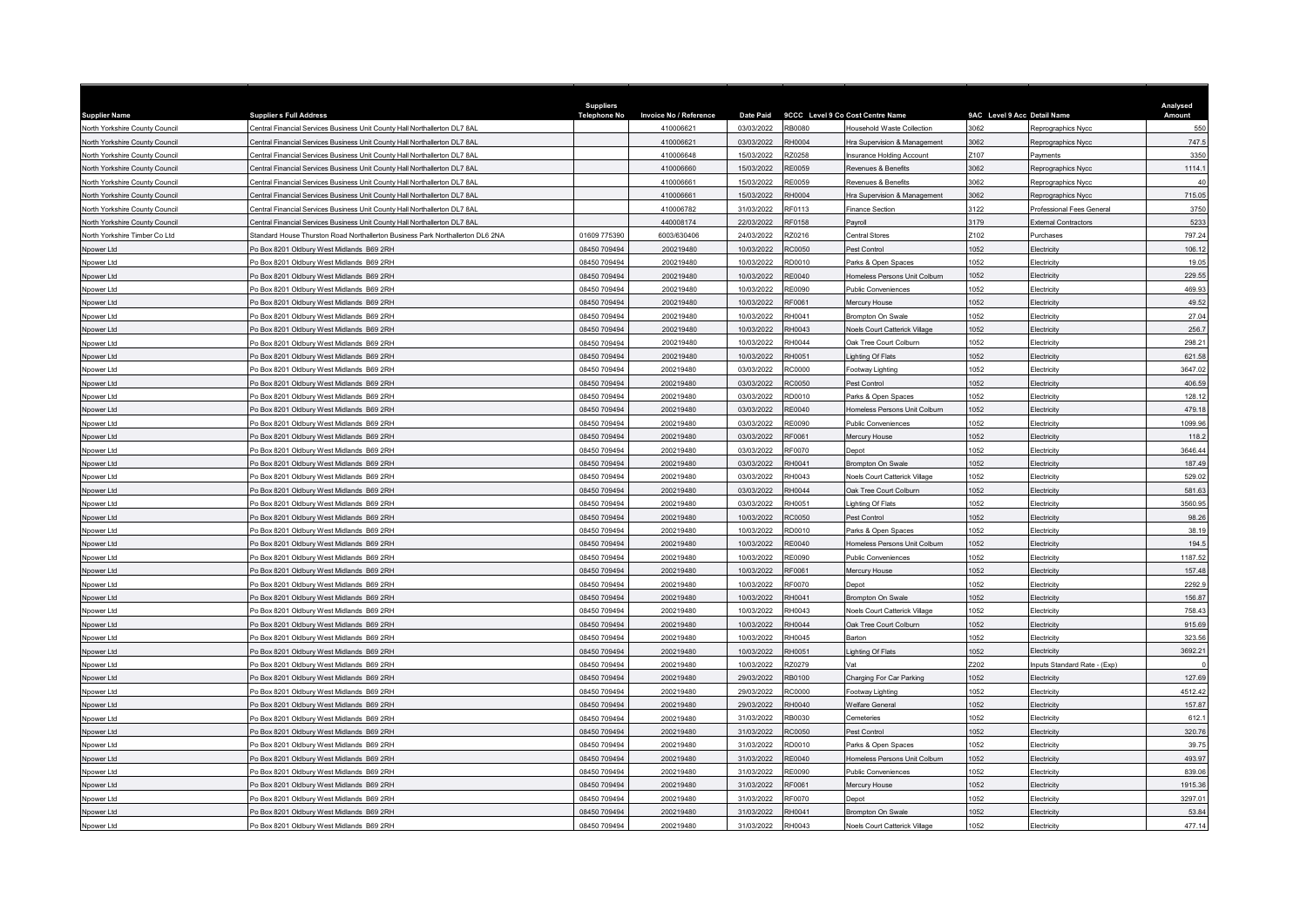| Supplier Name | Supplier s Full Address | Suppliers Telephone No | Invoice No / Reference | Date Paid | 9CCC | Level 9 Co Cost Centre Name | 9AC | Level 9 Acc Detail Name | Analysed Amount |
|---|---|---|---|---|---|---|---|---|---|
| North Yorkshire County Council | Central Financial Services Business Unit County Hall Northallerton DL7 8AL | | 410006621 | 03/03/2022 | RB0080 | Household Waste Collection | 3062 | Reprographics Nycc | 550 |
| North Yorkshire County Council | Central Financial Services Business Unit County Hall Northallerton DL7 8AL | | 410006621 | 03/03/2022 | RH0004 | Hra Supervision & Management | 3062 | Reprographics Nycc | 747.5 |
| North Yorkshire County Council | Central Financial Services Business Unit County Hall Northallerton DL7 8AL | | 410006648 | 15/03/2022 | RZ0258 | Insurance Holding Account | Z107 | Payments | 3350 |
| North Yorkshire County Council | Central Financial Services Business Unit County Hall Northallerton DL7 8AL | | 410006660 | 15/03/2022 | RE0059 | Revenues & Benefits | 3062 | Reprographics Nycc | 1114.1 |
| North Yorkshire County Council | Central Financial Services Business Unit County Hall Northallerton DL7 8AL | | 410006661 | 15/03/2022 | RE0059 | Revenues & Benefits | 3062 | Reprographics Nycc | 40 |
| North Yorkshire County Council | Central Financial Services Business Unit County Hall Northallerton DL7 8AL | | 410006661 | 15/03/2022 | RH0004 | Hra Supervision & Management | 3062 | Reprographics Nycc | 715.05 |
| North Yorkshire County Council | Central Financial Services Business Unit County Hall Northallerton DL7 8AL | | 410006782 | 31/03/2022 | RF0113 | Finance Section | 3122 | Professional Fees General | 3750 |
| North Yorkshire County Council | Central Financial Services Business Unit County Hall Northallerton DL7 8AL | | 440008174 | 22/03/2022 | RF0158 | Payroll | 3179 | External Contractors | 5233 |
| North Yorkshire Timber Co Ltd | Standard House Thurston Road Northallerton Business Park Northallerton DL6 2NA | 01609 775390 | 6003/630406 | 24/03/2022 | RZ0216 | Central Stores | Z102 | Purchases | 797.24 |
| Npower Ltd | Po Box 8201 Oldbury West Midlands B69 2RH | 08450 709494 | 200219480 | 10/03/2022 | RC0050 | Pest Control | 1052 | Electricity | 106.12 |
| Npower Ltd | Po Box 8201 Oldbury West Midlands B69 2RH | 08450 709494 | 200219480 | 10/03/2022 | RD0010 | Parks & Open Spaces | 1052 | Electricity | 19.05 |
| Npower Ltd | Po Box 8201 Oldbury West Midlands B69 2RH | 08450 709494 | 200219480 | 10/03/2022 | RE0040 | Homeless Persons Unit Colburn | 1052 | Electricity | 229.55 |
| Npower Ltd | Po Box 8201 Oldbury West Midlands B69 2RH | 08450 709494 | 200219480 | 10/03/2022 | RE0090 | Public Conveniences | 1052 | Electricity | 469.93 |
| Npower Ltd | Po Box 8201 Oldbury West Midlands B69 2RH | 08450 709494 | 200219480 | 10/03/2022 | RF0061 | Mercury House | 1052 | Electricity | 49.52 |
| Npower Ltd | Po Box 8201 Oldbury West Midlands B69 2RH | 08450 709494 | 200219480 | 10/03/2022 | RH0041 | Brompton On Swale | 1052 | Electricity | 27.04 |
| Npower Ltd | Po Box 8201 Oldbury West Midlands B69 2RH | 08450 709494 | 200219480 | 10/03/2022 | RH0043 | Noels Court Catterick Village | 1052 | Electricity | 256.7 |
| Npower Ltd | Po Box 8201 Oldbury West Midlands B69 2RH | 08450 709494 | 200219480 | 10/03/2022 | RH0044 | Oak Tree Court Colburn | 1052 | Electricity | 298.21 |
| Npower Ltd | Po Box 8201 Oldbury West Midlands B69 2RH | 08450 709494 | 200219480 | 10/03/2022 | RH0051 | Lighting Of Flats | 1052 | Electricity | 621.58 |
| Npower Ltd | Po Box 8201 Oldbury West Midlands B69 2RH | 08450 709494 | 200219480 | 03/03/2022 | RC0000 | Footway Lighting | 1052 | Electricity | 3647.02 |
| Npower Ltd | Po Box 8201 Oldbury West Midlands B69 2RH | 08450 709494 | 200219480 | 03/03/2022 | RC0050 | Pest Control | 1052 | Electricity | 406.59 |
| Npower Ltd | Po Box 8201 Oldbury West Midlands B69 2RH | 08450 709494 | 200219480 | 03/03/2022 | RD0010 | Parks & Open Spaces | 1052 | Electricity | 128.12 |
| Npower Ltd | Po Box 8201 Oldbury West Midlands B69 2RH | 08450 709494 | 200219480 | 03/03/2022 | RE0040 | Homeless Persons Unit Colburn | 1052 | Electricity | 479.18 |
| Npower Ltd | Po Box 8201 Oldbury West Midlands B69 2RH | 08450 709494 | 200219480 | 03/03/2022 | RE0090 | Public Conveniences | 1052 | Electricity | 1099.96 |
| Npower Ltd | Po Box 8201 Oldbury West Midlands B69 2RH | 08450 709494 | 200219480 | 03/03/2022 | RF0061 | Mercury House | 1052 | Electricity | 118.2 |
| Npower Ltd | Po Box 8201 Oldbury West Midlands B69 2RH | 08450 709494 | 200219480 | 03/03/2022 | RF0070 | Depot | 1052 | Electricity | 3646.44 |
| Npower Ltd | Po Box 8201 Oldbury West Midlands B69 2RH | 08450 709494 | 200219480 | 03/03/2022 | RH0041 | Brompton On Swale | 1052 | Electricity | 187.49 |
| Npower Ltd | Po Box 8201 Oldbury West Midlands B69 2RH | 08450 709494 | 200219480 | 03/03/2022 | RH0043 | Noels Court Catterick Village | 1052 | Electricity | 529.02 |
| Npower Ltd | Po Box 8201 Oldbury West Midlands B69 2RH | 08450 709494 | 200219480 | 03/03/2022 | RH0044 | Oak Tree Court Colburn | 1052 | Electricity | 581.63 |
| Npower Ltd | Po Box 8201 Oldbury West Midlands B69 2RH | 08450 709494 | 200219480 | 03/03/2022 | RH0051 | Lighting Of Flats | 1052 | Electricity | 3560.95 |
| Npower Ltd | Po Box 8201 Oldbury West Midlands B69 2RH | 08450 709494 | 200219480 | 10/03/2022 | RC0050 | Pest Control | 1052 | Electricity | 98.26 |
| Npower Ltd | Po Box 8201 Oldbury West Midlands B69 2RH | 08450 709494 | 200219480 | 10/03/2022 | RD0010 | Parks & Open Spaces | 1052 | Electricity | 38.19 |
| Npower Ltd | Po Box 8201 Oldbury West Midlands B69 2RH | 08450 709494 | 200219480 | 10/03/2022 | RE0040 | Homeless Persons Unit Colburn | 1052 | Electricity | 194.5 |
| Npower Ltd | Po Box 8201 Oldbury West Midlands B69 2RH | 08450 709494 | 200219480 | 10/03/2022 | RE0090 | Public Conveniences | 1052 | Electricity | 1187.52 |
| Npower Ltd | Po Box 8201 Oldbury West Midlands B69 2RH | 08450 709494 | 200219480 | 10/03/2022 | RF0061 | Mercury House | 1052 | Electricity | 157.48 |
| Npower Ltd | Po Box 8201 Oldbury West Midlands B69 2RH | 08450 709494 | 200219480 | 10/03/2022 | RF0070 | Depot | 1052 | Electricity | 2292.9 |
| Npower Ltd | Po Box 8201 Oldbury West Midlands B69 2RH | 08450 709494 | 200219480 | 10/03/2022 | RH0041 | Brompton On Swale | 1052 | Electricity | 156.87 |
| Npower Ltd | Po Box 8201 Oldbury West Midlands B69 2RH | 08450 709494 | 200219480 | 10/03/2022 | RH0043 | Noels Court Catterick Village | 1052 | Electricity | 758.43 |
| Npower Ltd | Po Box 8201 Oldbury West Midlands B69 2RH | 08450 709494 | 200219480 | 10/03/2022 | RH0044 | Oak Tree Court Colburn | 1052 | Electricity | 915.69 |
| Npower Ltd | Po Box 8201 Oldbury West Midlands B69 2RH | 08450 709494 | 200219480 | 10/03/2022 | RH0045 | Barton | 1052 | Electricity | 323.56 |
| Npower Ltd | Po Box 8201 Oldbury West Midlands B69 2RH | 08450 709494 | 200219480 | 10/03/2022 | RH0051 | Lighting Of Flats | 1052 | Electricity | 3692.21 |
| Npower Ltd | Po Box 8201 Oldbury West Midlands B69 2RH | 08450 709494 | 200219480 | 10/03/2022 | RZ0279 | Vat | Z202 | Inputs Standard Rate - (Exp) | 0 |
| Npower Ltd | Po Box 8201 Oldbury West Midlands B69 2RH | 08450 709494 | 200219480 | 29/03/2022 | RB0100 | Charging For Car Parking | 1052 | Electricity | 127.69 |
| Npower Ltd | Po Box 8201 Oldbury West Midlands B69 2RH | 08450 709494 | 200219480 | 29/03/2022 | RC0000 | Footway Lighting | 1052 | Electricity | 4512.42 |
| Npower Ltd | Po Box 8201 Oldbury West Midlands B69 2RH | 08450 709494 | 200219480 | 29/03/2022 | RH0040 | Welfare General | 1052 | Electricity | 157.87 |
| Npower Ltd | Po Box 8201 Oldbury West Midlands B69 2RH | 08450 709494 | 200219480 | 31/03/2022 | RB0030 | Cemeteries | 1052 | Electricity | 612.1 |
| Npower Ltd | Po Box 8201 Oldbury West Midlands B69 2RH | 08450 709494 | 200219480 | 31/03/2022 | RC0050 | Pest Control | 1052 | Electricity | 320.76 |
| Npower Ltd | Po Box 8201 Oldbury West Midlands B69 2RH | 08450 709494 | 200219480 | 31/03/2022 | RD0010 | Parks & Open Spaces | 1052 | Electricity | 39.75 |
| Npower Ltd | Po Box 8201 Oldbury West Midlands B69 2RH | 08450 709494 | 200219480 | 31/03/2022 | RE0040 | Homeless Persons Unit Colburn | 1052 | Electricity | 493.97 |
| Npower Ltd | Po Box 8201 Oldbury West Midlands B69 2RH | 08450 709494 | 200219480 | 31/03/2022 | RE0090 | Public Conveniences | 1052 | Electricity | 839.06 |
| Npower Ltd | Po Box 8201 Oldbury West Midlands B69 2RH | 08450 709494 | 200219480 | 31/03/2022 | RF0061 | Mercury House | 1052 | Electricity | 1915.36 |
| Npower Ltd | Po Box 8201 Oldbury West Midlands B69 2RH | 08450 709494 | 200219480 | 31/03/2022 | RF0070 | Depot | 1052 | Electricity | 3297.01 |
| Npower Ltd | Po Box 8201 Oldbury West Midlands B69 2RH | 08450 709494 | 200219480 | 31/03/2022 | RH0041 | Brompton On Swale | 1052 | Electricity | 53.84 |
| Npower Ltd | Po Box 8201 Oldbury West Midlands B69 2RH | 08450 709494 | 200219480 | 31/03/2022 | RH0043 | Noels Court Catterick Village | 1052 | Electricity | 477.14 |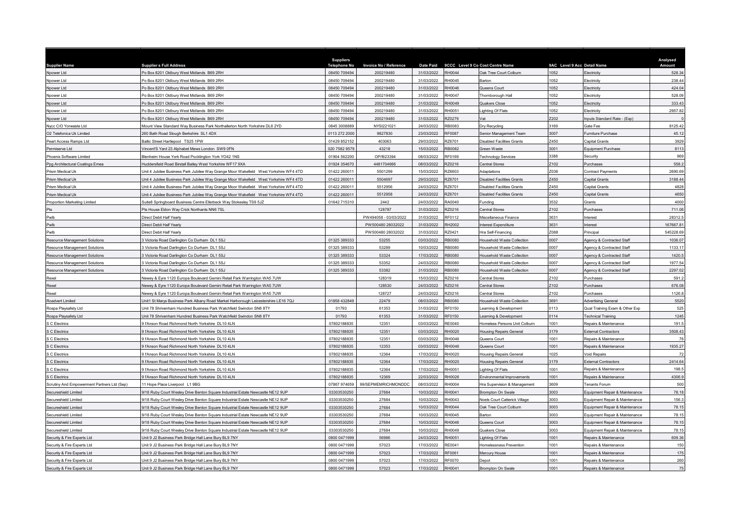| Supplier Name | Supplier s Full Address | Suppliers Telephone No | Invoice No / Reference | Date Paid | 9CCC | Level 9 Co Cost Centre Name | 9AC | Level 9 Acc Detail Name | Analysed Amount |
|---|---|---|---|---|---|---|---|---|---|
| Npower Ltd | Po Box 8201 Oldbury West Midlands B69 2RH | 08450 709494 | 200219480 | 31/03/2022 | RH0044 | Oak Tree Court Colburn | 1052 | Electricity | 528.34 |
| Npower Ltd | Po Box 8201 Oldbury West Midlands B69 2RH | 08450 709494 | 200219480 | 31/03/2022 | RH0045 | Barton | 1052 | Electricity | 238.44 |
| Npower Ltd | Po Box 8201 Oldbury West Midlands B69 2RH | 08450 709494 | 200219480 | 31/03/2022 | RH0046 | Queens Court | 1052 | Electricity | 424.04 |
| Npower Ltd | Po Box 8201 Oldbury West Midlands B69 2RH | 08450 709494 | 200219480 | 31/03/2022 | RH0047 | Thornborough Hall | 1052 | Electricity | 528.09 |
| Npower Ltd | Po Box 8201 Oldbury West Midlands B69 2RH | 08450 709494 | 200219480 | 31/03/2022 | RH0049 | Quakers Close | 1052 | Electricity | 333.43 |
| Npower Ltd | Po Box 8201 Oldbury West Midlands B69 2RH | 08450 709494 | 200219480 | 31/03/2022 | RH0051 | Lighting Of Flats | 1052 | Electricity | 2957.82 |
| Npower Ltd | Po Box 8201 Oldbury West Midlands B69 2RH | 08450 709494 | 200219480 | 31/03/2022 | RZ0279 | Vat | Z202 | Inputs Standard Rate - (Exp) | 0 |
| Nycc C/O Yorwaste Ltd | Mount View Standard Way Business Park Northallerton North Yorkshire DL6 2YD | 0845 3008889 | NYSI221021 | 24/03/2022 | RB0083 | Dry Recycling | 3169 | Gate Fee | 8125.42 |
| O2 Telefonica Uk Limited | 260 Bath Road Slough Berkshire SL1 4DX | 0113 272 2000 | 9827830 | 23/03/2022 | RF0087 | Senior Management Team | 3007 | Furniture Purchase | 45.12 |
| Peart Access Ramps Ltd | Baltic Street Hartlepool TS25 1PW | 01429 852152 | 403063 | 29/03/2022 | RZ6701 | Disabled Facilities Grants | Z450 | Capital Grants | 3929 |
| Permiserve Ltd | Vincent'S Yard 23 Alphabet Mews London SW9 0FN | 020 7582 9579 | 43218 | 15/03/2022 | RB0082 | Green Waste | 3001 | Equipment Purchase | 8113 |
| Phoenix Software Limited | Blenheim House York Road Pocklington York YO42 1NS | 01904 562200 | OP/I923394 | 08/03/2022 | RF0169 | Technology Services | 3388 | Security | 969 |
| Ppg Architectural Coatings Emea | Huddersfield Road Birstall Batley West Yorkshire WF17 9XA | 01924 354670 | 4481704666 | 08/03/2022 | RZ0216 | Central Stores | Z102 | Purchases | 558.2 |
| Prism Medical Uk | Unit 4 Jubilee Business Park Jubilee Way Grange Moor Wakefield West Yorkshire WF4 4TD | 01422 260011 | 5501299 | 15/03/2022 | RZ6603 | Adaptations | Z036 | Contract Payments | 2690.69 |
| Prism Medical Uk | Unit 4 Jubilee Business Park Jubilee Way Grange Moor Wakefield West Yorkshire WF4 4TD | 01422 260011 | 5504697 | 29/03/2022 | RZ6701 | Disabled Facilities Grants | Z450 | Capital Grants | 3188.44 |
| Prism Medical Uk | Unit 4 Jubilee Business Park Jubilee Way Grange Moor Wakefield West Yorkshire WF4 4TD | 01422 260011 | 5512956 | 24/03/2022 | RZ6701 | Disabled Facilities Grants | Z450 | Capital Grants | 4828 |
| Prism Medical Uk | Unit 4 Jubilee Business Park Jubilee Way Grange Moor Wakefield West Yorkshire WF4 4TD | 01422 260011 | 5512958 | 24/03/2022 | RZ6701 | Disabled Facilities Grants | Z450 | Capital Grants | 4650 |
| Proportion Marketing Limited | Suite8 Springboard Business Centre Ellerbeck Way Stokesley TS9 5JZ | 01642 715310 | 2442 | 24/03/2022 | RA0040 | Funding | 3532 | Grants | 4000 |
| Pts | Pts House Eldon Way Crick Northants NN6 7SL | | 128787 | 31/03/2022 | RZ0216 | Central Stores | Z102 | Purchases | 711.06 |
| Pwlb | Direct Debit Half Yearly | | PW494058 - 03/03/2022 | 31/03/2022 | RF0112 | Miscellaneous Finance | 3631 | Interest | 28312.5 |
| Pwlb | Direct Debit Half Yearly | | PW500480 28032022 | 31/03/2022 | RH2002 | Interest Expenditure | 3631 | Interest | 167867.81 |
| Pwlb | Direct Debit Half Yearly | | PW500480 28032022 | 31/03/2022 | RZ0421 | Hra Self-Financing | Z088 | Principal | 545228.69 |
| Resource Management Solutions | 3 Victoria Road Darlington Co Durham DL1 5SJ | 01325 389333 | 53255 | 03/03/2022 | RB0080 | Household Waste Collection | 0007 | Agency & Contracted Staff | 1036.07 |
| Resource Management Solutions | 3 Victoria Road Darlington Co Durham DL1 5SJ | 01325 389333 | 53289 | 10/03/2022 | RB0080 | Household Waste Collection | 0007 | Agency & Contracted Staff | 1133.17 |
| Resource Management Solutions | 3 Victoria Road Darlington Co Durham DL1 5SJ | 01325 389333 | 53324 | 17/03/2022 | RB0080 | Household Waste Collection | 0007 | Agency & Contracted Staff | 1420.5 |
| Resource Management Solutions | 3 Victoria Road Darlington Co Durham DL1 5SJ | 01325 389333 | 53352 | 24/03/2022 | RB0080 | Household Waste Collection | 0007 | Agency & Contracted Staff | 1977.54 |
| Resource Management Solutions | 3 Victoria Road Darlington Co Durham DL1 5SJ | 01325 389333 | 53382 | 31/03/2022 | RB0080 | Household Waste Collection | 0007 | Agency & Contracted Staff | 2297.02 |
| Rexel | Newey & Eyre 1120 Europa Boulevard Gemini Retail Park Warrington WA5 7UW | | 128319 | 15/03/2022 | RZ0216 | Central Stores | Z102 | Purchases | 591.2 |
| Rexel | Newey & Eyre 1120 Europa Boulevard Gemini Retail Park Warrington WA5 7UW | | 128530 | 24/03/2022 | RZ0216 | Central Stores | Z102 | Purchases | 676.08 |
| Rexel | Newey & Eyre 1120 Europa Boulevard Gemini Retail Park Warrington WA5 7UW | | 128727 | 24/03/2022 | RZ0216 | Central Stores | Z102 | Purchases | 1126.8 |
| Roadvert Limited | Unit1 St Marys Business Park Albany Road Market Harborough Leicestershire LE16 7QJ | 01858 432849 | 22479 | 08/03/2022 | RB0080 | Household Waste Collection | 3691 | Advertising General | 5520 |
| Rospa Playsafety Ltd | Unit 78 Shrivenham Hundred Business Park Watchfield Swindon SN6 8TY | 01793 | 61353 | 31/03/2022 | RF0150 | Learning & Development | 0113 | Qual Training Exam & Other Exp | 525 |
| Rospa Playsafety Ltd | Unit 78 Shrivenham Hundred Business Park Watchfield Swindon SN6 8TY | 01793 | 61353 | 31/03/2022 | RF0150 | Learning & Development | 0114 | Technical Training | 1245 |
| S C Electrics | 9 I'Anson Road Richmond North Yorkshire DL10 4LN | 07802188835 | 12351 | 03/03/2022 | RE0040 | Homeless Persons Unit Colburn | 1001 | Repairs & Maintenance | 191.5 |
| S C Electrics | 9 I'Anson Road Richmond North Yorkshire DL10 4LN | 07802188835 | 12351 | 03/03/2022 | RH0020 | Housing Repairs General | 3179 | External Contractors | 3508.43 |
| S C Electrics | 9 I'Anson Road Richmond North Yorkshire DL10 4LN | 07802188835 | 12351 | 03/03/2022 | RH0046 | Queens Court | 1001 | Repairs & Maintenance | 76 |
| S C Electrics | 9 I'Anson Road Richmond North Yorkshire DL10 4LN | 07802188835 | 12353 | 03/03/2022 | RH0046 | Queens Court | 1001 | Repairs & Maintenance | 1935.27 |
| S C Electrics | 9 I'Anson Road Richmond North Yorkshire DL10 4LN | 07802188835 | 12364 | 17/03/2022 | RH0020 | Housing Repairs General | 1025 | Void Repairs | 72 |
| S C Electrics | 9 I'Anson Road Richmond North Yorkshire DL10 4LN | 07802188835 | 12364 | 17/03/2022 | RH0020 | Housing Repairs General | 3179 | External Contractors | 2414.64 |
| S C Electrics | 9 I'Anson Road Richmond North Yorkshire DL10 4LN | 07802188835 | 12364 | 17/03/2022 | RH0051 | Lighting Of Flats | 1001 | Repairs & Maintenance | 198.5 |
| S C Electrics | 9 I'Anson Road Richmond North Yorkshire DL10 4LN | 07802188835 | 12369 | 22/03/2022 | RH0026 | Environmental Improvements | 1001 | Repairs & Maintenance | 4306.9 |
| Scrutiny And Empowerment Partners Ltd (Sep) | 11 Hope Place Liverpool L1 9BG | 07867 974659 | 99/SEPMEMRICHMONDDC | 08/03/2022 | RH0004 | Hra Supervision & Management | 3609 | Tenants Forum | 500 |
| Secureshield Limited | 9/18 Ruby Court Wesley Drive Benton Square Industrial Estate Newcastle NE12 9UP | 03303530250 | 27684 | 10/03/2022 | RH0041 | Brompton On Swale | 3003 | Equipment Repair & Maintenance | 78.18 |
| Secureshield Limited | 9/18 Ruby Court Wesley Drive Benton Square Industrial Estate Newcastle NE12 9UP | 03303530250 | 27684 | 10/03/2022 | RH0043 | Noels Court Catterick Village | 3003 | Equipment Repair & Maintenance | 156.3 |
| Secureshield Limited | 9/18 Ruby Court Wesley Drive Benton Square Industrial Estate Newcastle NE12 9UP | 03303530250 | 27684 | 10/03/2022 | RH0044 | Oak Tree Court Colburn | 3003 | Equipment Repair & Maintenance | 78.15 |
| Secureshield Limited | 9/18 Ruby Court Wesley Drive Benton Square Industrial Estate Newcastle NE12 9UP | 03303530250 | 27684 | 10/03/2022 | RH0045 | Barton | 3003 | Equipment Repair & Maintenance | 78.15 |
| Secureshield Limited | 9/18 Ruby Court Wesley Drive Benton Square Industrial Estate Newcastle NE12 9UP | 03303530250 | 27684 | 10/03/2022 | RH0046 | Queens Court | 3003 | Equipment Repair & Maintenance | 78.15 |
| Secureshield Limited | 9/18 Ruby Court Wesley Drive Benton Square Industrial Estate Newcastle NE12 9UP | 03303530250 | 27684 | 10/03/2022 | RH0049 | Quakers Close | 3003 | Equipment Repair & Maintenance | 78.15 |
| Security & Fire Experts Ltd | Unit 9 J2 Business Park Bridge Hall Lane Bury BL9 7NY | 0800 0471999 | 56986 | 24/03/2022 | RH0051 | Lighting Of Flats | 1001 | Repairs & Maintenance | 609.36 |
| Security & Fire Experts Ltd | Unit 9 J2 Business Park Bridge Hall Lane Bury BL9 7NY | 0800 0471999 | 57023 | 17/03/2022 | RE0041 | Homelessness Prevention | 1001 | Repairs & Maintenance | 150 |
| Security & Fire Experts Ltd | Unit 9 J2 Business Park Bridge Hall Lane Bury BL9 7NY | 0800 0471999 | 57023 | 17/03/2022 | RF0061 | Mercury House | 1001 | Repairs & Maintenance | 175 |
| Security & Fire Experts Ltd | Unit 9 J2 Business Park Bridge Hall Lane Bury BL9 7NY | 0800 0471999 | 57023 | 17/03/2022 | RF0070 | Depot | 1001 | Repairs & Maintenance | 260 |
| Security & Fire Experts Ltd | Unit 9 J2 Business Park Bridge Hall Lane Bury BL9 7NY | 0800 0471999 | 57023 | 17/03/2022 | RH0041 | Brompton On Swale | 1001 | Repairs & Maintenance | 75 |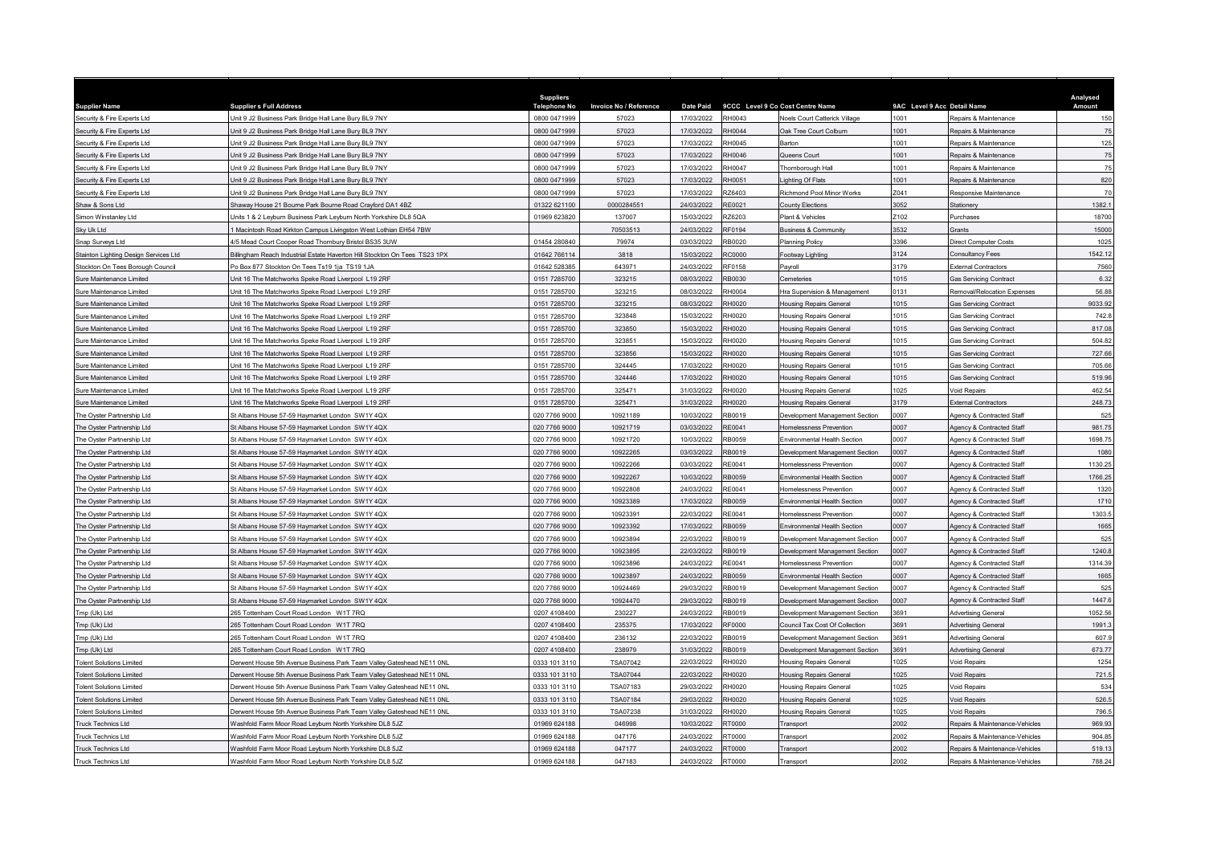| Supplier Name | Suppliers Full Address | Suppliers Telephone No | Invoice No / Reference | Date Paid | 9CCC Level 9 Co Cost Centre Name | | 9AC Level 9 Acc Detail Name | | Analysed Amount |
|---|---|---|---|---|---|---|---|---|---|
| Security & Fire Experts Ltd | Unit 9 J2 Business Park Bridge Hall Lane Bury BL9 7NY | 0800 0471999 | 57023 | 17/03/2022 | RH0043 | Noels Court Catterick Village | 1001 | Repairs & Maintenance | 150 |
| Security & Fire Experts Ltd | Unit 9 J2 Business Park Bridge Hall Lane Bury BL9 7NY | 0800 0471999 | 57023 | 17/03/2022 | RH0044 | Oak Tree Court Colburn | 1001 | Repairs & Maintenance | 75 |
| Security & Fire Experts Ltd | Unit 9 J2 Business Park Bridge Hall Lane Bury BL9 7NY | 0800 0471999 | 57023 | 17/03/2022 | RH0045 | Barton | 1001 | Repairs & Maintenance | 125 |
| Security & Fire Experts Ltd | Unit 9 J2 Business Park Bridge Hall Lane Bury BL9 7NY | 0800 0471999 | 57023 | 17/03/2022 | RH0046 | Queens Court | 1001 | Repairs & Maintenance | 75 |
| Security & Fire Experts Ltd | Unit 9 J2 Business Park Bridge Hall Lane Bury BL9 7NY | 0800 0471999 | 57023 | 17/03/2022 | RH0047 | Thornborough Hall | 1001 | Repairs & Maintenance | 75 |
| Security & Fire Experts Ltd | Unit 9 J2 Business Park Bridge Hall Lane Bury BL9 7NY | 0800 0471999 | 57023 | 17/03/2022 | RH0051 | Lighting Of Flats | 1001 | Repairs & Maintenance | 820 |
| Security & Fire Experts Ltd | Unit 9 J2 Business Park Bridge Hall Lane Bury BL9 7NY | 0800 0471999 | 57023 | 17/03/2022 | RZ6403 | Richmond Pool Minor Works | Z041 | Responsive Maintenance | 70 |
| Shaw & Sons Ltd | Shaway House 21 Bourne Park Bourne Road Crayford DA1 4BZ | 01322 621100 | 0000284551 | 24/03/2022 | RE0021 | County Elections | 3052 | Stationery | 1382.1 |
| Simon Winstanley Ltd | Units 1 & 2 Leyburn Business Park Leyburn North Yorkshire DL8 5QA | 01969 623820 | 137007 | 15/03/2022 | RZ6203 | Plant & Vehicles | Z102 | Purchases | 18700 |
| Sky Uk Ltd | 1 Macintosh Road Kirkton Campus Livingston West Lothian EH54 7BW | | 70503513 | 24/03/2022 | RF0194 | Business & Community | 3532 | Grants | 15000 |
| Snap Surveys Ltd | 4/5 Mead Court Cooper Road Thornbury Bristol BS35 3UW | 01454 280840 | 79974 | 03/03/2022 | RB0020 | Planning Policy | 3396 | Direct Computer Costs | 1025 |
| Stainton Lighting Design Services Ltd | Billingham Reach Industrial Estate Haverton Hill Stockton On Tees TS23 1PX | 01642 766114 | 3818 | 15/03/2022 | RC0000 | Footway Lighting | 3124 | Consultancy Fees | 1542.12 |
| Stockton On Tees Borough Council | Po Box 877 Stockton On Tees Ts19 1ja TS19 1JA | 01642 528385 | 643971 | 24/03/2022 | RF0158 | Payroll | 3179 | External Contractors | 7560 |
| Sure Maintenance Limited | Unit 16 The Matchworks Speke Road Liverpool L19 2RF | 0151 7285700 | 323215 | 08/03/2022 | RB0030 | Cemeteries | 1015 | Gas Servicing Contract | 6.32 |
| Sure Maintenance Limited | Unit 16 The Matchworks Speke Road Liverpool L19 2RF | 0151 7285700 | 323215 | 08/03/2022 | RH0004 | Hra Supervision & Management | 0131 | Removal/Relocation Expenses | 56.88 |
| Sure Maintenance Limited | Unit 16 The Matchworks Speke Road Liverpool L19 2RF | 0151 7285700 | 323215 | 08/03/2022 | RH0020 | Housing Repairs General | 1015 | Gas Servicing Contract | 9033.92 |
| Sure Maintenance Limited | Unit 16 The Matchworks Speke Road Liverpool L19 2RF | 0151 7285700 | 323848 | 15/03/2022 | RH0020 | Housing Repairs General | 1015 | Gas Servicing Contract | 742.8 |
| Sure Maintenance Limited | Unit 16 The Matchworks Speke Road Liverpool L19 2RF | 0151 7285700 | 323850 | 15/03/2022 | RH0020 | Housing Repairs General | 1015 | Gas Servicing Contract | 817.08 |
| Sure Maintenance Limited | Unit 16 The Matchworks Speke Road Liverpool L19 2RF | 0151 7285700 | 323851 | 15/03/2022 | RH0020 | Housing Repairs General | 1015 | Gas Servicing Contract | 504.82 |
| Sure Maintenance Limited | Unit 16 The Matchworks Speke Road Liverpool L19 2RF | 0151 7285700 | 323856 | 15/03/2022 | RH0020 | Housing Repairs General | 1015 | Gas Servicing Contract | 727.66 |
| Sure Maintenance Limited | Unit 16 The Matchworks Speke Road Liverpool L19 2RF | 0151 7285700 | 324445 | 17/03/2022 | RH0020 | Housing Repairs General | 1015 | Gas Servicing Contract | 705.66 |
| Sure Maintenance Limited | Unit 16 The Matchworks Speke Road Liverpool L19 2RF | 0151 7285700 | 324446 | 17/03/2022 | RH0020 | Housing Repairs General | 1015 | Gas Servicing Contract | 519.96 |
| Sure Maintenance Limited | Unit 16 The Matchworks Speke Road Liverpool L19 2RF | 0151 7285700 | 325471 | 31/03/2022 | RH0020 | Housing Repairs General | 1025 | Void Repairs | 462.54 |
| Sure Maintenance Limited | Unit 16 The Matchworks Speke Road Liverpool L19 2RF | 0151 7285700 | 325471 | 31/03/2022 | RH0020 | Housing Repairs General | 3179 | External Contractors | 248.73 |
| The Oyster Partnership Ltd | St Albans House 57-59 Haymarket London SW1Y 4QX | 020 7766 9000 | 10921189 | 10/03/2022 | RB0019 | Development Management Section | 0007 | Agency & Contracted Staff | 525 |
| The Oyster Partnership Ltd | St Albans House 57-59 Haymarket London SW1Y 4QX | 020 7766 9000 | 10921719 | 03/03/2022 | RE0041 | Homelessness Prevention | 0007 | Agency & Contracted Staff | 981.75 |
| The Oyster Partnership Ltd | St Albans House 57-59 Haymarket London SW1Y 4QX | 020 7766 9000 | 10921720 | 10/03/2022 | RB0059 | Environmental Health Section | 0007 | Agency & Contracted Staff | 1698.75 |
| The Oyster Partnership Ltd | St Albans House 57-59 Haymarket London SW1Y 4QX | 020 7766 9000 | 10922265 | 03/03/2022 | RB0019 | Development Management Section | 0007 | Agency & Contracted Staff | 1080 |
| The Oyster Partnership Ltd | St Albans House 57-59 Haymarket London SW1Y 4QX | 020 7766 9000 | 10922266 | 03/03/2022 | RE0041 | Homelessness Prevention | 0007 | Agency & Contracted Staff | 1130.25 |
| The Oyster Partnership Ltd | St Albans House 57-59 Haymarket London SW1Y 4QX | 020 7766 9000 | 10922267 | 10/03/2022 | RB0059 | Environmental Health Section | 0007 | Agency & Contracted Staff | 1766.25 |
| The Oyster Partnership Ltd | St Albans House 57-59 Haymarket London SW1Y 4QX | 020 7766 9000 | 10922808 | 24/03/2022 | RE0041 | Homelessness Prevention | 0007 | Agency & Contracted Staff | 1320 |
| The Oyster Partnership Ltd | St Albans House 57-59 Haymarket London SW1Y 4QX | 020 7766 9000 | 10923389 | 17/03/2022 | RB0059 | Environmental Health Section | 0007 | Agency & Contracted Staff | 1710 |
| The Oyster Partnership Ltd | St Albans House 57-59 Haymarket London SW1Y 4QX | 020 7766 9000 | 10923391 | 22/03/2022 | RE0041 | Homelessness Prevention | 0007 | Agency & Contracted Staff | 1303.5 |
| The Oyster Partnership Ltd | St Albans House 57-59 Haymarket London SW1Y 4QX | 020 7766 9000 | 10923392 | 17/03/2022 | RB0059 | Environmental Health Section | 0007 | Agency & Contracted Staff | 1665 |
| The Oyster Partnership Ltd | St Albans House 57-59 Haymarket London SW1Y 4QX | 020 7766 9000 | 10923894 | 22/03/2022 | RB0019 | Development Management Section | 0007 | Agency & Contracted Staff | 525 |
| The Oyster Partnership Ltd | St Albans House 57-59 Haymarket London SW1Y 4QX | 020 7766 9000 | 10923895 | 22/03/2022 | RB0019 | Development Management Section | 0007 | Agency & Contracted Staff | 1240.8 |
| The Oyster Partnership Ltd | St Albans House 57-59 Haymarket London SW1Y 4QX | 020 7766 9000 | 10923896 | 24/03/2022 | RE0041 | Homelessness Prevention | 0007 | Agency & Contracted Staff | 1314.39 |
| The Oyster Partnership Ltd | St Albans House 57-59 Haymarket London SW1Y 4QX | 020 7766 9000 | 10923897 | 24/03/2022 | RB0059 | Environmental Health Section | 0007 | Agency & Contracted Staff | 1665 |
| The Oyster Partnership Ltd | St Albans House 57-59 Haymarket London SW1Y 4QX | 020 7766 9000 | 10924469 | 29/03/2022 | RB0019 | Development Management Section | 0007 | Agency & Contracted Staff | 525 |
| The Oyster Partnership Ltd | St Albans House 57-59 Haymarket London SW1Y 4QX | 020 7766 9000 | 10924470 | 29/03/2022 | RB0019 | Development Management Section | 0007 | Agency & Contracted Staff | 1447.6 |
| Tmp (Uk) Ltd | 265 Tottenham Court Road London W1T 7RQ | 0207 4108400 | 230227 | 24/03/2022 | RB0019 | Development Management Section | 3691 | Advertising General | 1052.56 |
| Tmp (Uk) Ltd | 265 Tottenham Court Road London W1T 7RQ | 0207 4108400 | 235375 | 17/03/2022 | RF0000 | Council Tax Cost Of Collection | 3691 | Advertising General | 1991.3 |
| Tmp (Uk) Ltd | 265 Tottenham Court Road London W1T 7RQ | 0207 4108400 | 236132 | 22/03/2022 | RB0019 | Development Management Section | 3691 | Advertising General | 607.9 |
| Tmp (Uk) Ltd | 265 Tottenham Court Road London W1T 7RQ | 0207 4108400 | 238979 | 31/03/2022 | RB0019 | Development Management Section | 3691 | Advertising General | 673.77 |
| Tolent Solutions Limited | Derwent House 5th Avenue Business Park Team Valley Gateshead NE11 0NL | 0333 101 3110 | TSA07042 | 22/03/2022 | RH0020 | Housing Repairs General | 1025 | Void Repairs | 1254 |
| Tolent Solutions Limited | Derwent House 5th Avenue Business Park Team Valley Gateshead NE11 0NL | 0333 101 3110 | TSA07044 | 22/03/2022 | RH0020 | Housing Repairs General | 1025 | Void Repairs | 721.5 |
| Tolent Solutions Limited | Derwent House 5th Avenue Business Park Team Valley Gateshead NE11 0NL | 0333 101 3110 | TSA07183 | 29/03/2022 | RH0020 | Housing Repairs General | 1025 | Void Repairs | 534 |
| Tolent Solutions Limited | Derwent House 5th Avenue Business Park Team Valley Gateshead NE11 0NL | 0333 101 3110 | TSA07184 | 29/03/2022 | RH0020 | Housing Repairs General | 1025 | Void Repairs | 526.5 |
| Tolent Solutions Limited | Derwent House 5th Avenue Business Park Team Valley Gateshead NE11 0NL | 0333 101 3110 | TSA07238 | 31/03/2022 | RH0020 | Housing Repairs General | 1025 | Void Repairs | 796.5 |
| Truck Technics Ltd | Washfold Farm Moor Road Leyburn North Yorkshire DL8 5JZ | 01969 624188 | 046998 | 10/03/2022 | RT0000 | Transport | 2002 | Repairs & Maintenance-Vehicles | 969.93 |
| Truck Technics Ltd | Washfold Farm Moor Road Leyburn North Yorkshire DL8 5JZ | 01969 624188 | 047176 | 24/03/2022 | RT0000 | Transport | 2002 | Repairs & Maintenance-Vehicles | 904.85 |
| Truck Technics Ltd | Washfold Farm Moor Road Leyburn North Yorkshire DL8 5JZ | 01969 624188 | 047177 | 24/03/2022 | RT0000 | Transport | 2002 | Repairs & Maintenance-Vehicles | 519.13 |
| Truck Technics Ltd | Washfold Farm Moor Road Leyburn North Yorkshire DL8 5JZ | 01969 624188 | 047183 | 24/03/2022 | RT0000 | Transport | 2002 | Repairs & Maintenance-Vehicles | 788.24 |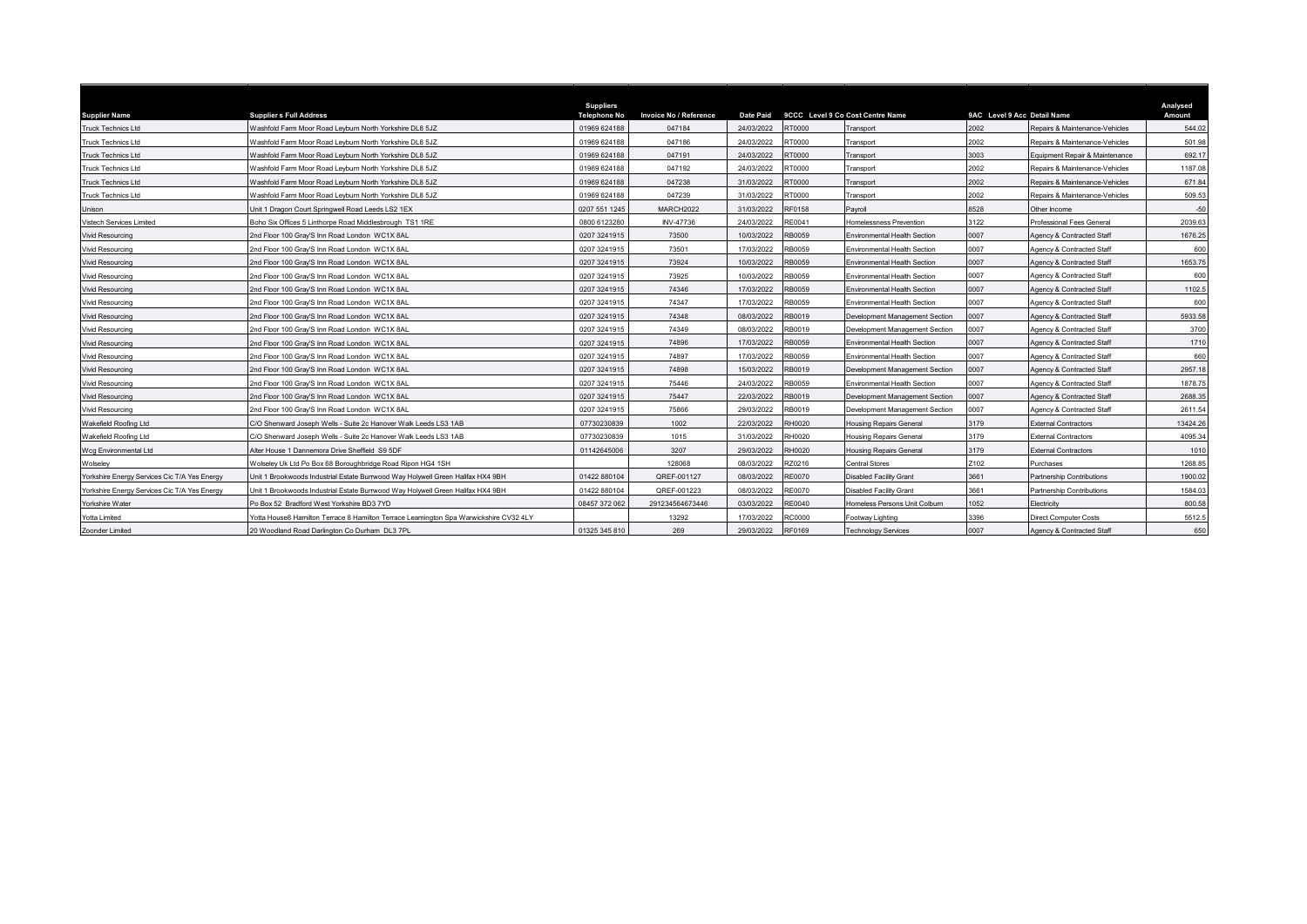| Supplier Name | Supplier s Full Address | Suppliers Telephone No | Invoice No / Reference | Date Paid | 9CCC | Level 9 Co Cost Centre Name | 9AC | Level 9 Acc Detail Name | Analysed Amount |
|---|---|---|---|---|---|---|---|---|---|
| Truck Technics Ltd | Washfold Farm Moor Road Leyburn North Yorkshire DL8 5JZ | 01969 624188 | 047184 | 24/03/2022 | RT0000 | Transport | 2002 | Repairs & Maintenance-Vehicles | 544.02 |
| Truck Technics Ltd | Washfold Farm Moor Road Leyburn North Yorkshire DL8 5JZ | 01969 624188 | 047186 | 24/03/2022 | RT0000 | Transport | 2002 | Repairs & Maintenance-Vehicles | 501.98 |
| Truck Technics Ltd | Washfold Farm Moor Road Leyburn North Yorkshire DL8 5JZ | 01969 624188 | 047191 | 24/03/2022 | RT0000 | Transport | 3003 | Equipment Repair & Maintenance | 692.17 |
| Truck Technics Ltd | Washfold Farm Moor Road Leyburn North Yorkshire DL8 5JZ | 01969 624188 | 047192 | 24/03/2022 | RT0000 | Transport | 2002 | Repairs & Maintenance-Vehicles | 1187.08 |
| Truck Technics Ltd | Washfold Farm Moor Road Leyburn North Yorkshire DL8 5JZ | 01969 624188 | 047238 | 31/03/2022 | RT0000 | Transport | 2002 | Repairs & Maintenance-Vehicles | 671.84 |
| Truck Technics Ltd | Washfold Farm Moor Road Leyburn North Yorkshire DL8 5JZ | 01969 624188 | 047239 | 31/03/2022 | RT0000 | Transport | 2002 | Repairs & Maintenance-Vehicles | 509.53 |
| Unison | Unit 1 Dragon Court Springwell Road Leeds LS2 1EX | 0207 551 1245 | MARCH2022 | 31/03/2022 | RF0158 | Payroll | 8528 | Other Income | -50 |
| Vistech Services Limited | Boho Six Offices 5 Linthorpe Road Middlesbrough TS1 1RE | 0800 6123280 | INV-47736 | 24/03/2022 | RE0041 | Homelessness Prevention | 3122 | Professional Fees General | 2039.63 |
| Vivid Resourcing | 2nd Floor 100 Gray'S Inn Road London WC1X 8AL | 0207 3241915 | 73500 | 10/03/2022 | RB0059 | Environmental Health Section | 0007 | Agency & Contracted Staff | 1676.25 |
| Vivid Resourcing | 2nd Floor 100 Gray'S Inn Road London WC1X 8AL | 0207 3241915 | 73501 | 17/03/2022 | RB0059 | Environmental Health Section | 0007 | Agency & Contracted Staff | 600 |
| Vivid Resourcing | 2nd Floor 100 Gray'S Inn Road London WC1X 8AL | 0207 3241915 | 73924 | 10/03/2022 | RB0059 | Environmental Health Section | 0007 | Agency & Contracted Staff | 1653.75 |
| Vivid Resourcing | 2nd Floor 100 Gray'S Inn Road London WC1X 8AL | 0207 3241915 | 73925 | 10/03/2022 | RB0059 | Environmental Health Section | 0007 | Agency & Contracted Staff | 600 |
| Vivid Resourcing | 2nd Floor 100 Gray'S Inn Road London WC1X 8AL | 0207 3241915 | 74346 | 17/03/2022 | RB0059 | Environmental Health Section | 0007 | Agency & Contracted Staff | 1102.5 |
| Vivid Resourcing | 2nd Floor 100 Gray'S Inn Road London WC1X 8AL | 0207 3241915 | 74347 | 17/03/2022 | RB0059 | Environmental Health Section | 0007 | Agency & Contracted Staff | 600 |
| Vivid Resourcing | 2nd Floor 100 Gray'S Inn Road London WC1X 8AL | 0207 3241915 | 74348 | 08/03/2022 | RB0019 | Development Management Section | 0007 | Agency & Contracted Staff | 5933.58 |
| Vivid Resourcing | 2nd Floor 100 Gray'S Inn Road London WC1X 8AL | 0207 3241915 | 74349 | 08/03/2022 | RB0019 | Development Management Section | 0007 | Agency & Contracted Staff | 3700 |
| Vivid Resourcing | 2nd Floor 100 Gray'S Inn Road London WC1X 8AL | 0207 3241915 | 74896 | 17/03/2022 | RB0059 | Environmental Health Section | 0007 | Agency & Contracted Staff | 1710 |
| Vivid Resourcing | 2nd Floor 100 Gray'S Inn Road London WC1X 8AL | 0207 3241915 | 74897 | 17/03/2022 | RB0059 | Environmental Health Section | 0007 | Agency & Contracted Staff | 660 |
| Vivid Resourcing | 2nd Floor 100 Gray'S Inn Road London WC1X 8AL | 0207 3241915 | 74898 | 15/03/2022 | RB0019 | Development Management Section | 0007 | Agency & Contracted Staff | 2957.18 |
| Vivid Resourcing | 2nd Floor 100 Gray'S Inn Road London WC1X 8AL | 0207 3241915 | 75446 | 24/03/2022 | RB0059 | Environmental Health Section | 0007 | Agency & Contracted Staff | 1878.75 |
| Vivid Resourcing | 2nd Floor 100 Gray'S Inn Road London WC1X 8AL | 0207 3241915 | 75447 | 22/03/2022 | RB0019 | Development Management Section | 0007 | Agency & Contracted Staff | 2688.35 |
| Vivid Resourcing | 2nd Floor 100 Gray'S Inn Road London WC1X 8AL | 0207 3241915 | 75866 | 29/03/2022 | RB0019 | Development Management Section | 0007 | Agency & Contracted Staff | 2611.54 |
| Wakefield Roofing Ltd | C/O Shenward Joseph Wells - Suite 2c Hanover Walk Leeds LS3 1AB | 07730230839 | 1002 | 22/03/2022 | RH0020 | Housing Repairs General | 3179 | External Contractors | 13424.26 |
| Wakefield Roofing Ltd | C/O Shenward Joseph Wells - Suite 2c Hanover Walk Leeds LS3 1AB | 07730230839 | 1015 | 31/03/2022 | RH0020 | Housing Repairs General | 3179 | External Contractors | 4095.34 |
| Wcg Environmental Ltd | Alter House 1 Dannemora Drive Sheffield S9 5DF | 01142645006 | 3207 | 29/03/2022 | RH0020 | Housing Repairs General | 3179 | External Contractors | 1010 |
| Wolseley | Wolseley Uk Ltd Po Box 68 Boroughbridge Road Ripon HG4 1SH | | 128068 | 08/03/2022 | RZ0216 | Central Stores | Z102 | Purchases | 1268.85 |
| Yorkshire Energy Services Cic T/A Yes Energy | Unit 1 Brookwoods Industrial Estate Burnwood Way Holywell Green Halifax HX4 9BH | 01422 880104 | QREF-001127 | 08/03/2022 | RE0070 | Disabled Facility Grant | 3661 | Partnership Contributions | 1900.02 |
| Yorkshire Energy Services Cic T/A Yes Energy | Unit 1 Brookwoods Industrial Estate Burnwood Way Holywell Green Halifax HX4 9BH | 01422 880104 | QREF-001223 | 08/03/2022 | RE0070 | Disabled Facility Grant | 3661 | Partnership Contributions | 1584.03 |
| Yorkshire Water | Po Box 52 Bradford West Yorkshire BD3 7YD | 08457 372 062 | 291234564673446 | 03/03/2022 | RE0040 | Homeless Persons Unit Colburn | 1052 | Electricity | 800.58 |
| Yotta Limited | Yotta House8 Hamilton Terrace 8 Hamilton Terrace Leamington Spa Warwickshire CV32 4LY | | 13292 | 17/03/2022 | RC0000 | Footway Lighting | 3396 | Direct Computer Costs | 5512.5 |
| Zoonder Limited | 20 Woodland Road Darlington Co Durham DL3 7PL | 01325 345 810 | 269 | 29/03/2022 | RF0169 | Technology Services | 0007 | Agency & Contracted Staff | 650 |